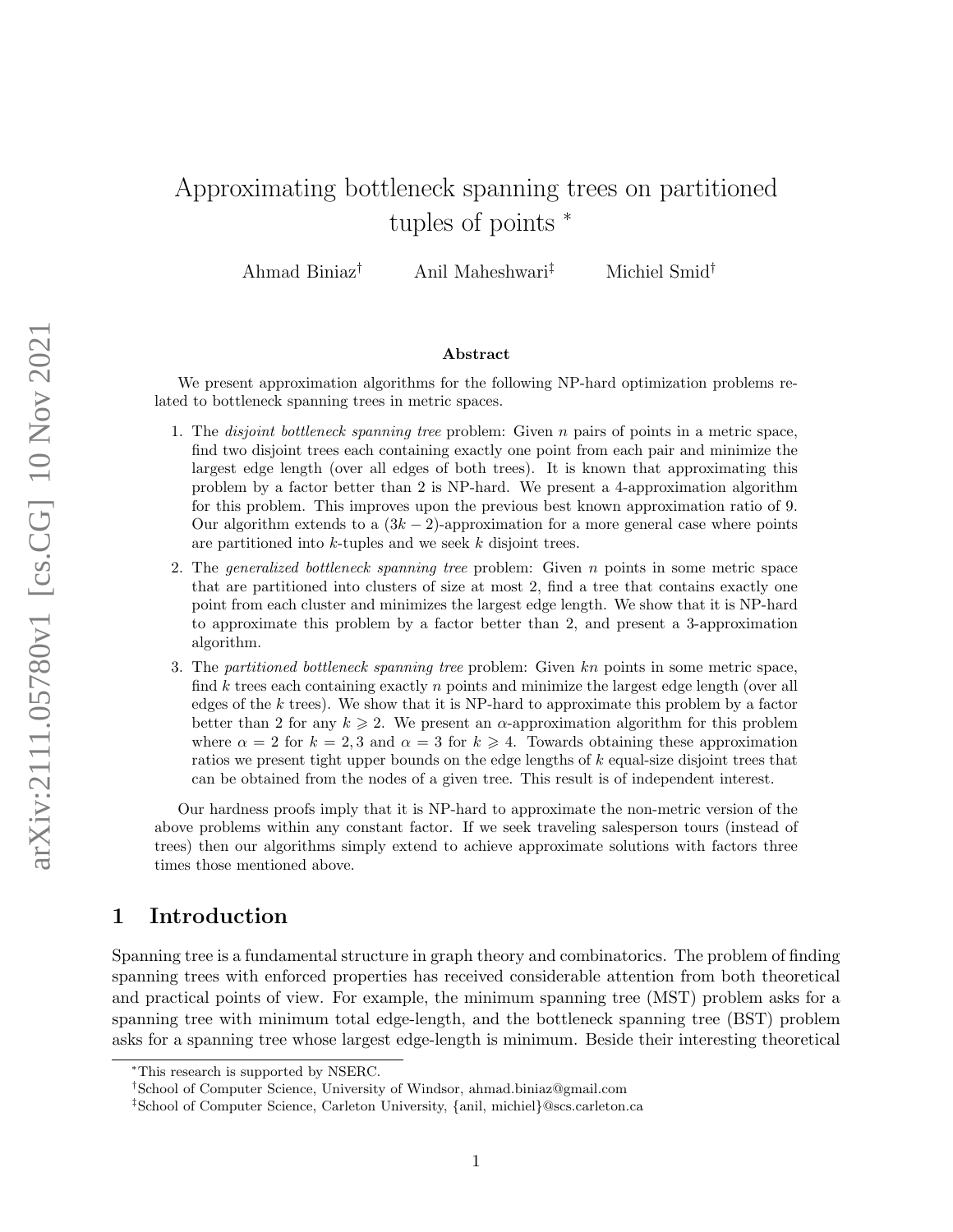# Approximating bottleneck spanning trees on partitioned tuples of points *

Ahmad Biniaz[†] Anil Maheshwari[‡] Michiel Smid[†]

## Abstract

We present approximation algorithms for the following NP-hard optimization problems related to bottleneck spanning trees in metric spaces.

1. The *disjoint bottleneck spanning tree* problem: Given $n$ pairs of points in a metric space, find two disjoint trees each containing exactly one point from each pair and minimize the largest edge length (over all edges of both trees). It is known that approximating this problem by a factor better than 2 is NP-hard. We present a 4-approximation algorithm for this problem. This improves upon the previous best known approximation ratio of 9. Our algorithm extends to a $(3k-2)$-approximation for a more general case where points are partitioned into $k$-tuples and we seek $k$ disjoint trees.
2. The *generalized bottleneck spanning tree* problem: Given $n$ points in some metric space that are partitioned into clusters of size at most 2, find a tree that contains exactly one point from each cluster and minimizes the largest edge length. We show that it is NP-hard to approximate this problem by a factor better than 2, and present a 3-approximation algorithm.
3. The *partitioned bottleneck spanning tree* problem: Given $kn$ points in some metric space, find $k$ trees each containing exactly $n$ points and minimize the largest edge length (over all edges of the $k$ trees). We show that it is NP-hard to approximate this problem by a factor better than 2 for any $k \geqslant 2$. We present an $\alpha$-approximation algorithm for this problem where $\alpha = 2$ for $k = 2, 3$ and $\alpha = 3$ for $k \geqslant 4$. Towards obtaining these approximation ratios we present tight upper bounds on the edge lengths of $k$ equal-size disjoint trees that can be obtained from the nodes of a given tree. This result is of independent interest.

Our hardness proofs imply that it is NP-hard to approximate the non-metric version of the above problems within any constant factor. If we seek traveling salesperson tours (instead of trees) then our algorithms simply extend to achieve approximate solutions with factors three times those mentioned above.

## 1 Introduction

Spanning tree is a fundamental structure in graph theory and combinatorics. The problem of finding spanning trees with enforced properties has received considerable attention from both theoretical and practical points of view. For example, the minimum spanning tree (MST) problem asks for a spanning tree with minimum total edge-length, and the bottleneck spanning tree (BST) problem asks for a spanning tree whose largest edge-length is minimum. Beside their interesting theoretical

---

*This research is supported by NSERC.

[†]School of Computer Science, University of Windsor, ahmad.biniaz@gmail.com

[‡]School of Computer Science, Carleton University, {anil, michiel}@scs.carleton.ca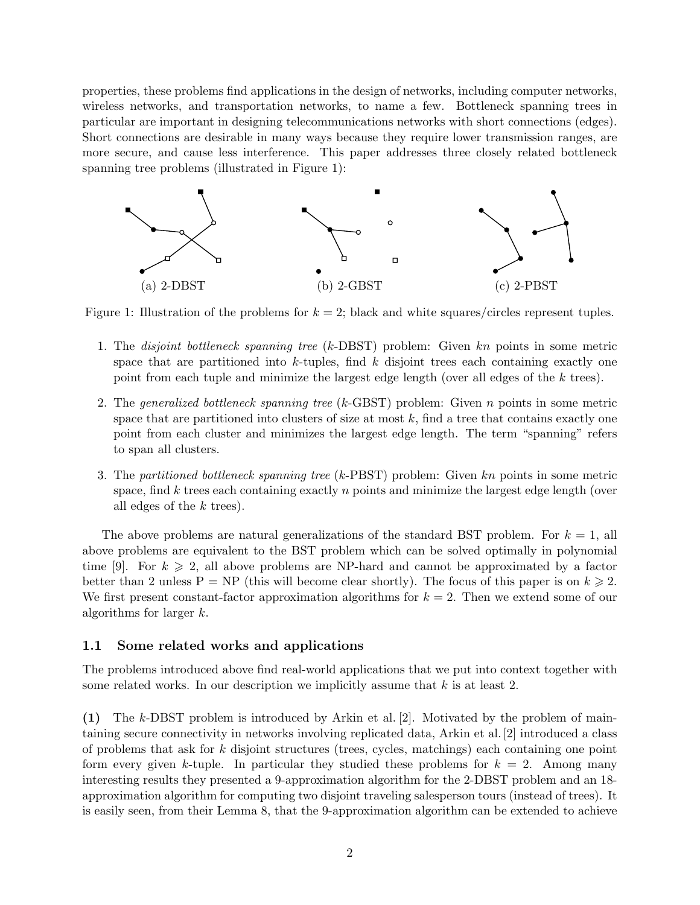properties, these problems find applications in the design of networks, including computer networks, wireless networks, and transportation networks, to name a few. Bottleneck spanning trees in particular are important in designing telecommunications networks with short connections (edges). Short connections are desirable in many ways because they require lower transmission ranges, are more secure, and cause less interference. This paper addresses three closely related bottleneck spanning tree problems (illustrated in Figure 1):

(a) 2-DBST (b) 2-GBST (c) 2-PBST

Figure 1: Illustration of the problems for $k = 2$; black and white squares/circles represent tuples.

1. The *disjoint bottleneck spanning tree* ($k$-DBST) problem: Given $kn$ points in some metric space that are partitioned into $k$-tuples, find $k$ disjoint trees each containing exactly one point from each tuple and minimize the largest edge length (over all edges of the $k$ trees).

2. The *generalized bottleneck spanning tree* ($k$-GBST) problem: Given $n$ points in some metric space that are partitioned into clusters of size at most $k$, find a tree that contains exactly one point from each cluster and minimizes the largest edge length. The term "spanning" refers to span all clusters.

3. The *partitioned bottleneck spanning tree* ($k$-PBST) problem: Given $kn$ points in some metric space, find $k$ trees each containing exactly $n$ points and minimize the largest edge length (over all edges of the $k$ trees).

The above problems are natural generalizations of the standard BST problem. For $k = 1$, all above problems are equivalent to the BST problem which can be solved optimally in polynomial time [9]. For $k \geqslant 2$, all above problems are NP-hard and cannot be approximated by a factor better than 2 unless P = NP (this will become clear shortly). The focus of this paper is on $k \geqslant 2$. We first present constant-factor approximation algorithms for $k = 2$. Then we extend some of our algorithms for larger $k$.

### 1.1 Some related works and applications

The problems introduced above find real-world applications that we put into context together with some related works. In our description we implicitly assume that $k$ is at least 2.

**(1)** The $k$-DBST problem is introduced by Arkin et al. [2]. Motivated by the problem of maintaining secure connectivity in networks involving replicated data, Arkin et al. [2] introduced a class of problems that ask for $k$ disjoint structures (trees, cycles, matchings) each containing one point form every given $k$-tuple. In particular they studied these problems for $k = 2$. Among many interesting results they presented a 9-approximation algorithm for the 2-DBST problem and an 18-approximation algorithm for computing two disjoint traveling salesperson tours (instead of trees). It is easily seen, from their Lemma 8, that the 9-approximation algorithm can be extended to achieve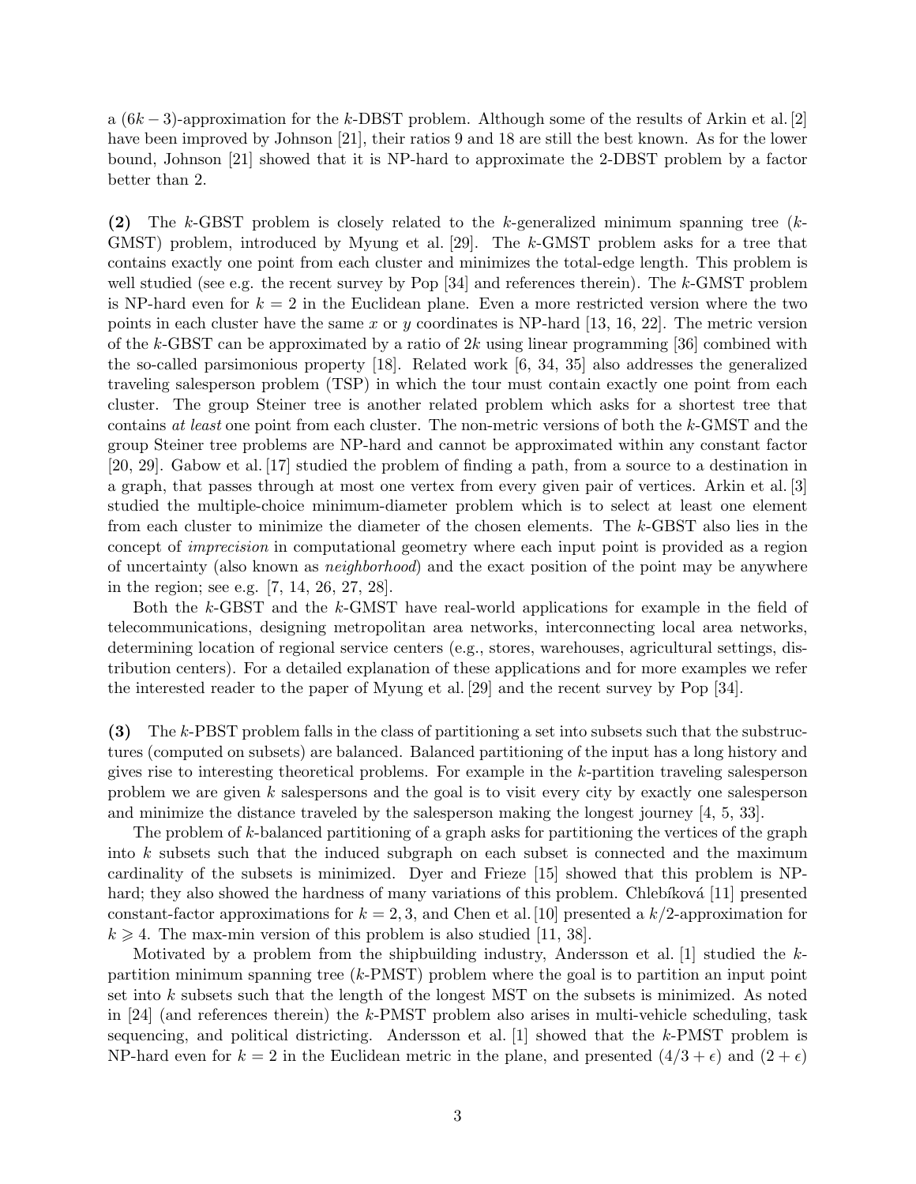a $(6k-3)$-approximation for the $k$-DBST problem. Although some of the results of Arkin et al. [2] have been improved by Johnson [21], their ratios 9 and 18 are still the best known. As for the lower bound, Johnson [21] showed that it is NP-hard to approximate the 2-DBST problem by a factor better than 2.

**(2)** The $k$-GBST problem is closely related to the $k$-generalized minimum spanning tree ($k$-GMST) problem, introduced by Myung et al. [29]. The $k$-GMST problem asks for a tree that contains exactly one point from each cluster and minimizes the total-edge length. This problem is well studied (see e.g. the recent survey by Pop [34] and references therein). The $k$-GMST problem is NP-hard even for $k = 2$ in the Euclidean plane. Even a more restricted version where the two points in each cluster have the same $x$ or $y$ coordinates is NP-hard [13, 16, 22]. The metric version of the $k$-GBST can be approximated by a ratio of $2k$ using linear programming [36] combined with the so-called parsimonious property [18]. Related work [6, 34, 35] also addresses the generalized traveling salesperson problem (TSP) in which the tour must contain exactly one point from each cluster. The group Steiner tree is another related problem which asks for a shortest tree that contains *at least* one point from each cluster. The non-metric versions of both the $k$-GMST and the group Steiner tree problems are NP-hard and cannot be approximated within any constant factor [20, 29]. Gabow et al. [17] studied the problem of finding a path, from a source to a destination in a graph, that passes through at most one vertex from every given pair of vertices. Arkin et al. [3] studied the multiple-choice minimum-diameter problem which is to select at least one element from each cluster to minimize the diameter of the chosen elements. The $k$-GBST also lies in the concept of *imprecision* in computational geometry where each input point is provided as a region of uncertainty (also known as *neighborhood*) and the exact position of the point may be anywhere in the region; see e.g. [7, 14, 26, 27, 28].

Both the $k$-GBST and the $k$-GMST have real-world applications for example in the field of telecommunications, designing metropolitan area networks, interconnecting local area networks, determining location of regional service centers (e.g., stores, warehouses, agricultural settings, distribution centers). For a detailed explanation of these applications and for more examples we refer the interested reader to the paper of Myung et al. [29] and the recent survey by Pop [34].

**(3)** The $k$-PBST problem falls in the class of partitioning a set into subsets such that the substructures (computed on subsets) are balanced. Balanced partitioning of the input has a long history and gives rise to interesting theoretical problems. For example in the $k$-partition traveling salesperson problem we are given $k$ salespersons and the goal is to visit every city by exactly one salesperson and minimize the distance traveled by the salesperson making the longest journey [4, 5, 33].

The problem of $k$-balanced partitioning of a graph asks for partitioning the vertices of the graph into $k$ subsets such that the induced subgraph on each subset is connected and the maximum cardinality of the subsets is minimized. Dyer and Frieze [15] showed that this problem is NP-hard; they also showed the hardness of many variations of this problem. Chlebíková [11] presented constant-factor approximations for $k = 2, 3$, and Chen et al. [10] presented a $k/2$-approximation for $k \geqslant 4$. The max-min version of this problem is also studied [11, 38].

Motivated by a problem from the shipbuilding industry, Andersson et al. [1] studied the $k$-partition minimum spanning tree ($k$-PMST) problem where the goal is to partition an input point set into $k$ subsets such that the length of the longest MST on the subsets is minimized. As noted in [24] (and references therein) the $k$-PMST problem also arises in multi-vehicle scheduling, task sequencing, and political districting. Andersson et al. [1] showed that the $k$-PMST problem is NP-hard even for $k = 2$ in the Euclidean metric in the plane, and presented $(4/3 + \epsilon)$ and $(2 + \epsilon)$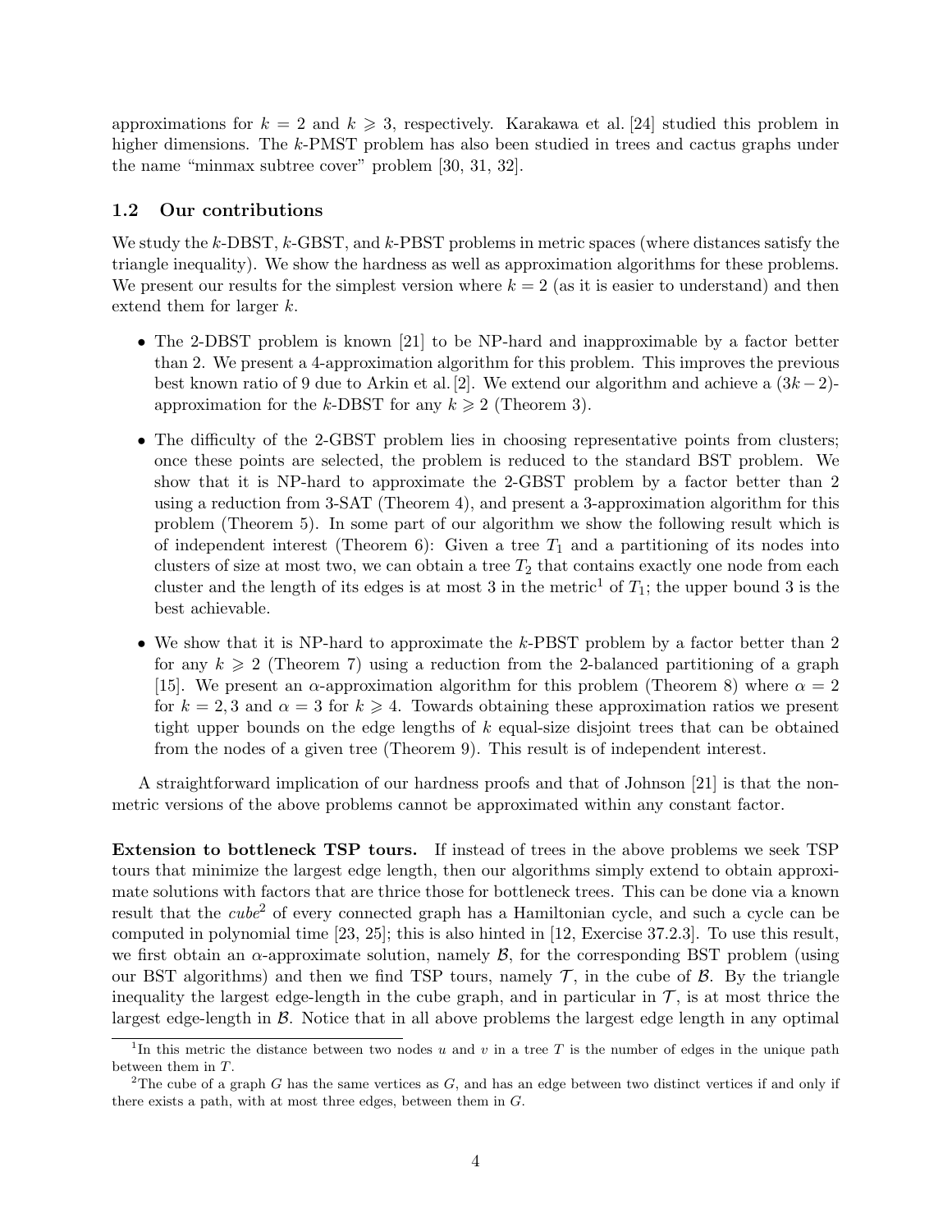approximations for $k = 2$ and $k \geqslant 3$, respectively. Karakawa et al. [24] studied this problem in higher dimensions. The $k$-PMST problem has also been studied in trees and cactus graphs under the name "minmax subtree cover" problem [30, 31, 32].

### 1.2 Our contributions

We study the $k$-DBST, $k$-GBST, and $k$-PBST problems in metric spaces (where distances satisfy the triangle inequality). We show the hardness as well as approximation algorithms for these problems. We present our results for the simplest version where $k = 2$ (as it is easier to understand) and then extend them for larger $k$.

- The 2-DBST problem is known [21] to be NP-hard and inapproximable by a factor better than 2. We present a 4-approximation algorithm for this problem. This improves the previous best known ratio of 9 due to Arkin et al. [2]. We extend our algorithm and achieve a $(3k-2)$-approximation for the $k$-DBST for any $k \geqslant 2$ (Theorem 3).
- The difficulty of the 2-GBST problem lies in choosing representative points from clusters; once these points are selected, the problem is reduced to the standard BST problem. We show that it is NP-hard to approximate the 2-GBST problem by a factor better than 2 using a reduction from 3-SAT (Theorem 4), and present a 3-approximation algorithm for this problem (Theorem 5). In some part of our algorithm we show the following result which is of independent interest (Theorem 6): Given a tree $T_1$ and a partitioning of its nodes into clusters of size at most two, we can obtain a tree $T_2$ that contains exactly one node from each cluster and the length of its edges is at most 3 in the metric[1] of $T_1$; the upper bound 3 is the best achievable.
- We show that it is NP-hard to approximate the $k$-PBST problem by a factor better than 2 for any $k \geqslant 2$ (Theorem 7) using a reduction from the 2-balanced partitioning of a graph [15]. We present an $\alpha$-approximation algorithm for this problem (Theorem 8) where $\alpha = 2$ for $k = 2, 3$ and $\alpha = 3$ for $k \geqslant 4$. Towards obtaining these approximation ratios we present tight upper bounds on the edge lengths of $k$ equal-size disjoint trees that can be obtained from the nodes of a given tree (Theorem 9). This result is of independent interest.

A straightforward implication of our hardness proofs and that of Johnson [21] is that the non-metric versions of the above problems cannot be approximated within any constant factor.

**Extension to bottleneck TSP tours.** If instead of trees in the above problems we seek TSP tours that minimize the largest edge length, then our algorithms simply extend to obtain approximate solutions with factors that are thrice those for bottleneck trees. This can be done via a known result that the *cube*[2] of every connected graph has a Hamiltonian cycle, and such a cycle can be computed in polynomial time [23, 25]; this is also hinted in [12, Exercise 37.2.3]. To use this result, we first obtain an $\alpha$-approximate solution, namely $\mathcal{B}$, for the corresponding BST problem (using our BST algorithms) and then we find TSP tours, namely $\mathcal{T}$, in the cube of $\mathcal{B}$. By the triangle inequality the largest edge-length in the cube graph, and in particular in $\mathcal{T}$, is at most thrice the largest edge-length in $\mathcal{B}$. Notice that in all above problems the largest edge length in any optimal

---

[1] In this metric the distance between two nodes $u$ and $v$ in a tree $T$ is the number of edges in the unique path between them in $T$.

[2] The cube of a graph $G$ has the same vertices as $G$, and has an edge between two distinct vertices if and only if there exists a path, with at most three edges, between them in $G$.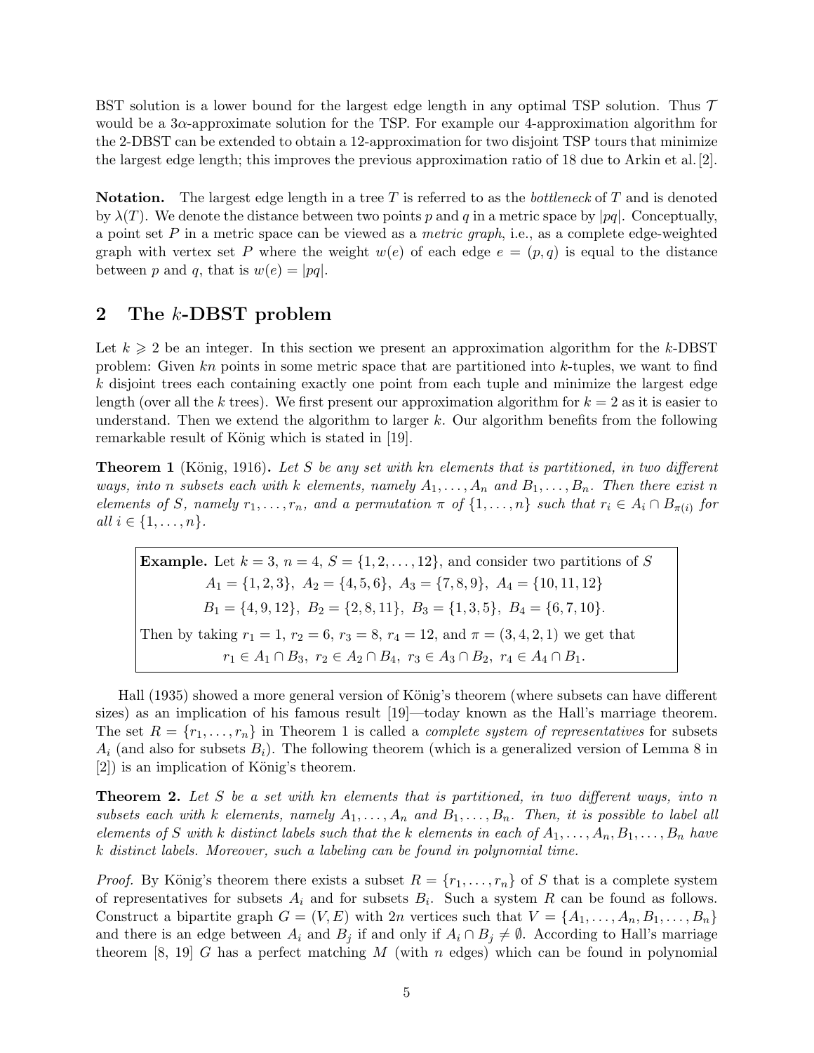BST solution is a lower bound for the largest edge length in any optimal TSP solution. Thus $\mathcal{T}$ would be a $3\alpha$-approximate solution for the TSP. For example our 4-approximation algorithm for the 2-DBST can be extended to obtain a 12-approximation for two disjoint TSP tours that minimize the largest edge length; this improves the previous approximation ratio of 18 due to Arkin et al. [2].

**Notation.** The largest edge length in a tree $T$ is referred to as the *bottleneck* of $T$ and is denoted by $\lambda(T)$. We denote the distance between two points $p$ and $q$ in a metric space by $|pq|$. Conceptually, a point set $P$ in a metric space can be viewed as a *metric graph*, i.e., as a complete edge-weighted graph with vertex set $P$ where the weight $w(e)$ of each edge $e = (p, q)$ is equal to the distance between $p$ and $q$, that is $w(e) = |pq|$.

## 2 The $k$-DBST problem

Let $k \geqslant 2$ be an integer. In this section we present an approximation algorithm for the $k$-DBST problem: Given $kn$ points in some metric space that are partitioned into $k$-tuples, we want to find $k$ disjoint trees each containing exactly one point from each tuple and minimize the largest edge length (over all the $k$ trees). We first present our approximation algorithm for $k = 2$ as it is easier to understand. Then we extend the algorithm to larger $k$. Our algorithm benefits from the following remarkable result of König which is stated in [19].

**Theorem 1** (König, 1916)**.** *Let $S$ be any set with $kn$ elements that is partitioned, in two different ways, into $n$ subsets each with $k$ elements, namely $A_1, \dots, A_n$ and $B_1, \dots, B_n$. Then there exist $n$ elements of $S$, namely $r_1, \dots, r_n$, and a permutation $\pi$ of $\{1, \dots, n\}$ such that $r_i \in A_i \cap B_{\pi(i)}$ for all $i \in \{1, \dots, n\}$.*

**Example.** Let $k = 3$, $n = 4$, $S = \{1, 2, \dots, 12\}$, and consider two partitions of $S$

$$A_1 = \{1, 2, 3\},\ A_2 = \{4, 5, 6\},\ A_3 = \{7, 8, 9\},\ A_4 = \{10, 11, 12\}$$

$$B_1 = \{4, 9, 12\},\ B_2 = \{2, 8, 11\},\ B_3 = \{1, 3, 5\},\ B_4 = \{6, 7, 10\}.$$

Then by taking $r_1 = 1$, $r_2 = 6$, $r_3 = 8$, $r_4 = 12$, and $\pi = (3, 4, 2, 1)$ we get that

$$r_1 \in A_1 \cap B_3,\ r_2 \in A_2 \cap B_4,\ r_3 \in A_3 \cap B_2,\ r_4 \in A_4 \cap B_1.$$

Hall (1935) showed a more general version of König's theorem (where subsets can have different sizes) as an implication of his famous result [19]—today known as the Hall's marriage theorem. The set $R = \{r_1, \dots, r_n\}$ in Theorem 1 is called a *complete system of representatives* for subsets $A_i$ (and also for subsets $B_i$). The following theorem (which is a generalized version of Lemma 8 in [2]) is an implication of König's theorem.

**Theorem 2.** *Let $S$ be a set with $kn$ elements that is partitioned, in two different ways, into $n$ subsets each with $k$ elements, namely $A_1, \dots, A_n$ and $B_1, \dots, B_n$. Then, it is possible to label all elements of $S$ with $k$ distinct labels such that the $k$ elements in each of $A_1, \dots, A_n, B_1, \dots, B_n$ have $k$ distinct labels. Moreover, such a labeling can be found in polynomial time.*

*Proof.* By König's theorem there exists a subset $R = \{r_1, \dots, r_n\}$ of $S$ that is a complete system of representatives for subsets $A_i$ and for subsets $B_i$. Such a system $R$ can be found as follows. Construct a bipartite graph $G = (V, E)$ with $2n$ vertices such that $V = \{A_1, \dots, A_n, B_1, \dots, B_n\}$ and there is an edge between $A_i$ and $B_j$ if and only if $A_i \cap B_j \neq \emptyset$. According to Hall's marriage theorem [8, 19] $G$ has a perfect matching $M$ (with $n$ edges) which can be found in polynomial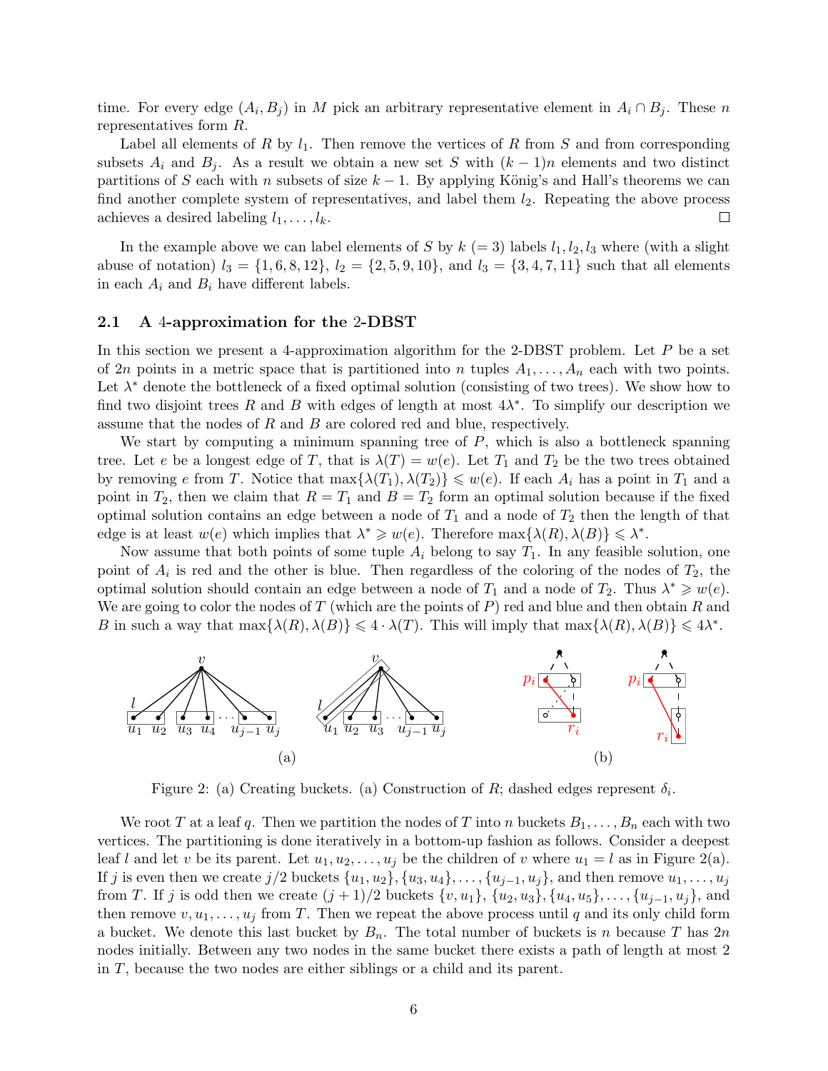time. For every edge $(A_i, B_j)$ in $M$ pick an arbitrary representative element in $A_i \cap B_j$. These $n$ representatives form $R$.

Label all elements of $R$ by $l_1$. Then remove the vertices of $R$ from $S$ and from corresponding subsets $A_i$ and $B_j$. As a result we obtain a new set $S$ with $(k-1)n$ elements and two distinct partitions of $S$ each with $n$ subsets of size $k-1$. By applying König's and Hall's theorems we can find another complete system of representatives, and label them $l_2$. Repeating the above process achieves a desired labeling $l_1, \dots, l_k$. □

In the example above we can label elements of $S$ by $k$ $(= 3)$ labels $l_1, l_2, l_3$ where (with a slight abuse of notation) $l_3 = \{1, 6, 8, 12\}$, $l_2 = \{2, 5, 9, 10\}$, and $l_3 = \{3, 4, 7, 11\}$ such that all elements in each $A_i$ and $B_i$ have different labels.

### 2.1 A 4-approximation for the 2-DBST

In this section we present a 4-approximation algorithm for the 2-DBST problem. Let $P$ be a set of $2n$ points in a metric space that is partitioned into $n$ tuples $A_1, \dots, A_n$ each with two points. Let $\lambda^*$ denote the bottleneck of a fixed optimal solution (consisting of two trees). We show how to find two disjoint trees $R$ and $B$ with edges of length at most $4\lambda^*$. To simplify our description we assume that the nodes of $R$ and $B$ are colored red and blue, respectively.

We start by computing a minimum spanning tree of $P$, which is also a bottleneck spanning tree. Let $e$ be a longest edge of $T$, that is $\lambda(T) = w(e)$. Let $T_1$ and $T_2$ be the two trees obtained by removing $e$ from $T$. Notice that $\max\{\lambda(T_1), \lambda(T_2)\} \leqslant w(e)$. If each $A_i$ has a point in $T_1$ and a point in $T_2$, then we claim that $R = T_1$ and $B = T_2$ form an optimal solution because if the fixed optimal solution contains an edge between a node of $T_1$ and a node of $T_2$ then the length of that edge is at least $w(e)$ which implies that $\lambda^* \geqslant w(e)$. Therefore $\max\{\lambda(R), \lambda(B)\} \leqslant \lambda^*$.

Now assume that both points of some tuple $A_i$ belong to say $T_1$. In any feasible solution, one point of $A_i$ is red and the other is blue. Then regardless of the coloring of the nodes of $T_2$, the optimal solution should contain an edge between a node of $T_1$ and a node of $T_2$. Thus $\lambda^* \geqslant w(e)$. We are going to color the nodes of $T$ (which are the points of $P$) red and blue and then obtain $R$ and $B$ in such a way that $\max\{\lambda(R), \lambda(B)\} \leqslant 4 \cdot \lambda(T)$. This will imply that $\max\{\lambda(R), \lambda(B)\} \leqslant 4\lambda^*$.

Figure 2: (a) Creating buckets. (a) Construction of $R$; dashed edges represent $\delta_i$.

We root $T$ at a leaf $q$. Then we partition the nodes of $T$ into $n$ buckets $B_1, \dots, B_n$ each with two vertices. The partitioning is done iteratively in a bottom-up fashion as follows. Consider a deepest leaf $l$ and let $v$ be its parent. Let $u_1, u_2, \dots, u_j$ be the children of $v$ where $u_1 = l$ as in Figure 2(a). If $j$ is even then we create $j/2$ buckets $\{u_1, u_2\}, \{u_3, u_4\}, \dots, \{u_{j-1}, u_j\}$, and then remove $u_1, \dots, u_j$ from $T$. If $j$ is odd then we create $(j+1)/2$ buckets $\{v, u_1\}$, $\{u_2, u_3\}, \{u_4, u_5\}, \dots, \{u_{j-1}, u_j\}$, and then remove $v, u_1, \dots, u_j$ from $T$. Then we repeat the above process until $q$ and its only child form a bucket. We denote this last bucket by $B_n$. The total number of buckets is $n$ because $T$ has $2n$ nodes initially. Between any two nodes in the same bucket there exists a path of length at most 2 in $T$, because the two nodes are either siblings or a child and its parent.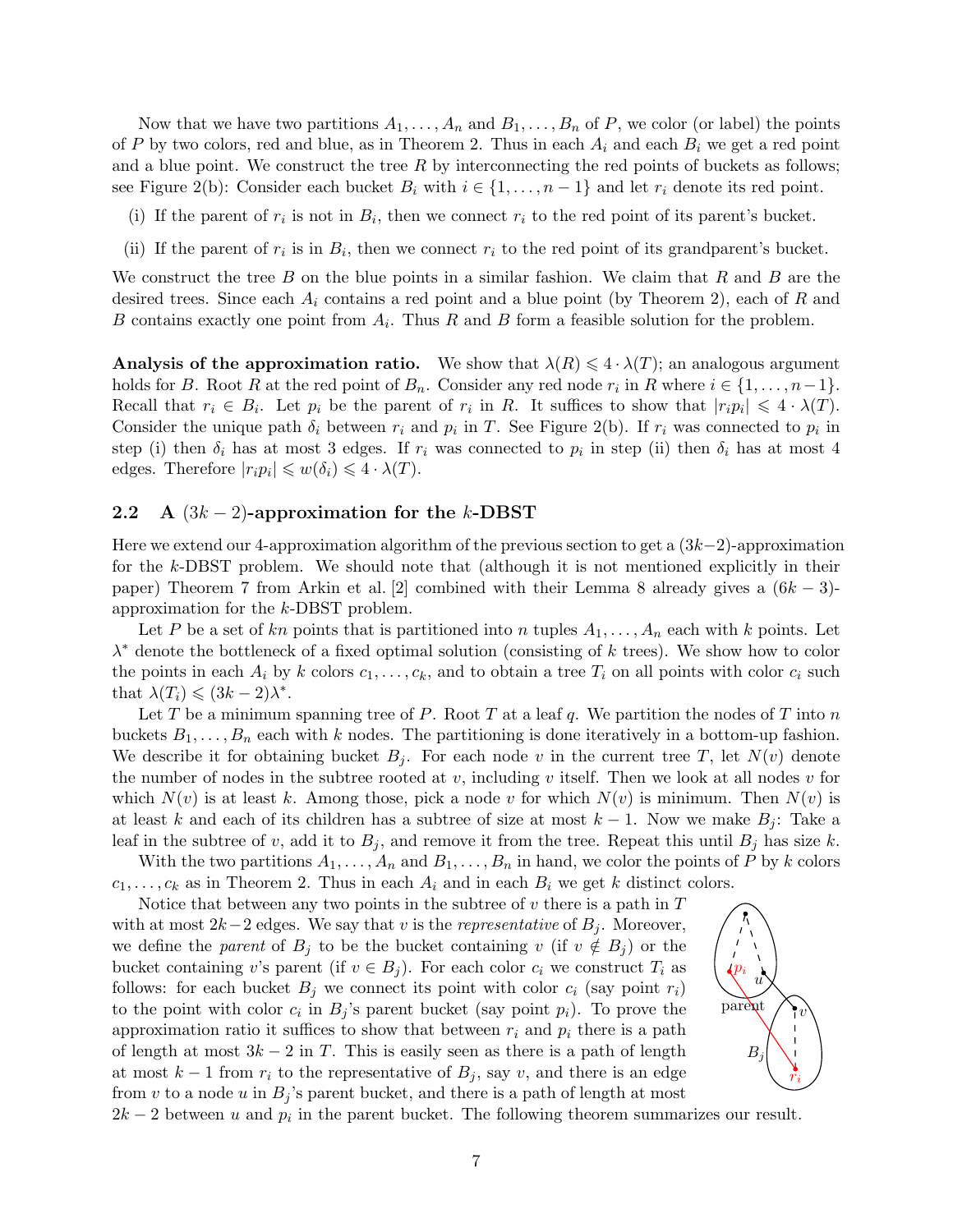Now that we have two partitions $A_1, \ldots, A_n$ and $B_1, \ldots, B_n$ of $P$, we color (or label) the points of $P$ by two colors, red and blue, as in Theorem 2. Thus in each $A_i$ and each $B_i$ we get a red point and a blue point. We construct the tree $R$ by interconnecting the red points of buckets as follows; see Figure 2(b): Consider each bucket $B_i$ with $i \in \{1, \ldots, n-1\}$ and let $r_i$ denote its red point.

(i) If the parent of $r_i$ is not in $B_i$, then we connect $r_i$ to the red point of its parent's bucket.

(ii) If the parent of $r_i$ is in $B_i$, then we connect $r_i$ to the red point of its grandparent's bucket.

We construct the tree $B$ on the blue points in a similar fashion. We claim that $R$ and $B$ are the desired trees. Since each $A_i$ contains a red point and a blue point (by Theorem 2), each of $R$ and $B$ contains exactly one point from $A_i$. Thus $R$ and $B$ form a feasible solution for the problem.

**Analysis of the approximation ratio.** We show that $\lambda(R) \leqslant 4 \cdot \lambda(T)$; an analogous argument holds for $B$. Root $R$ at the red point of $B_n$. Consider any red node $r_i$ in $R$ where $i \in \{1, \ldots, n-1\}$. Recall that $r_i \in B_i$. Let $p_i$ be the parent of $r_i$ in $R$. It suffices to show that $|r_i p_i| \leqslant 4 \cdot \lambda(T)$. Consider the unique path $\delta_i$ between $r_i$ and $p_i$ in $T$. See Figure 2(b). If $r_i$ was connected to $p_i$ in step (i) then $\delta_i$ has at most 3 edges. If $r_i$ was connected to $p_i$ in step (ii) then $\delta_i$ has at most 4 edges. Therefore $|r_i p_i| \leqslant w(\delta_i) \leqslant 4 \cdot \lambda(T)$.

## 2.2 A $(3k-2)$-approximation for the $k$-DBST

Here we extend our 4-approximation algorithm of the previous section to get a $(3k-2)$-approximation for the $k$-DBST problem. We should note that (although it is not mentioned explicitly in their paper) Theorem 7 from Arkin et al. [2] combined with their Lemma 8 already gives a $(6k-3)$-approximation for the $k$-DBST problem.

Let $P$ be a set of $kn$ points that is partitioned into $n$ tuples $A_1, \ldots, A_n$ each with $k$ points. Let $\lambda^*$ denote the bottleneck of a fixed optimal solution (consisting of $k$ trees). We show how to color the points in each $A_i$ by $k$ colors $c_1, \ldots, c_k$, and to obtain a tree $T_i$ on all points with color $c_i$ such that $\lambda(T_i) \leqslant (3k-2)\lambda^*$.

Let $T$ be a minimum spanning tree of $P$. Root $T$ at a leaf $q$. We partition the nodes of $T$ into $n$ buckets $B_1, \ldots, B_n$ each with $k$ nodes. The partitioning is done iteratively in a bottom-up fashion. We describe it for obtaining bucket $B_j$. For each node $v$ in the current tree $T$, let $N(v)$ denote the number of nodes in the subtree rooted at $v$, including $v$ itself. Then we look at all nodes $v$ for which $N(v)$ is at least $k$. Among those, pick a node $v$ for which $N(v)$ is minimum. Then $N(v)$ is at least $k$ and each of its children has a subtree of size at most $k-1$. Now we make $B_j$: Take a leaf in the subtree of $v$, add it to $B_j$, and remove it from the tree. Repeat this until $B_j$ has size $k$.

With the two partitions $A_1, \ldots, A_n$ and $B_1, \ldots, B_n$ in hand, we color the points of $P$ by $k$ colors $c_1, \ldots, c_k$ as in Theorem 2. Thus in each $A_i$ and in each $B_i$ we get $k$ distinct colors.

Notice that between any two points in the subtree of $v$ there is a path in $T$ with at most $2k-2$ edges. We say that $v$ is the *representative* of $B_j$. Moreover, we define the *parent* of $B_j$ to be the bucket containing $v$ (if $v \notin B_j$) or the bucket containing $v$'s parent (if $v \in B_j$). For each color $c_i$ we construct $T_i$ as follows: for each bucket $B_j$ we connect its point with color $c_i$ (say point $r_i$) to the point with color $c_i$ in $B_j$'s parent bucket (say point $p_i$). To prove the approximation ratio it suffices to show that between $r_i$ and $p_i$ there is a path of length at most $3k-2$ in $T$. This is easily seen as there is a path of length at most $k-1$ from $r_i$ to the representative of $B_j$, say $v$, and there is an edge from $v$ to a node $u$ in $B_j$'s parent bucket, and there is a path of length at most $2k-2$ between $u$ and $p_i$ in the parent bucket. The following theorem summarizes our result.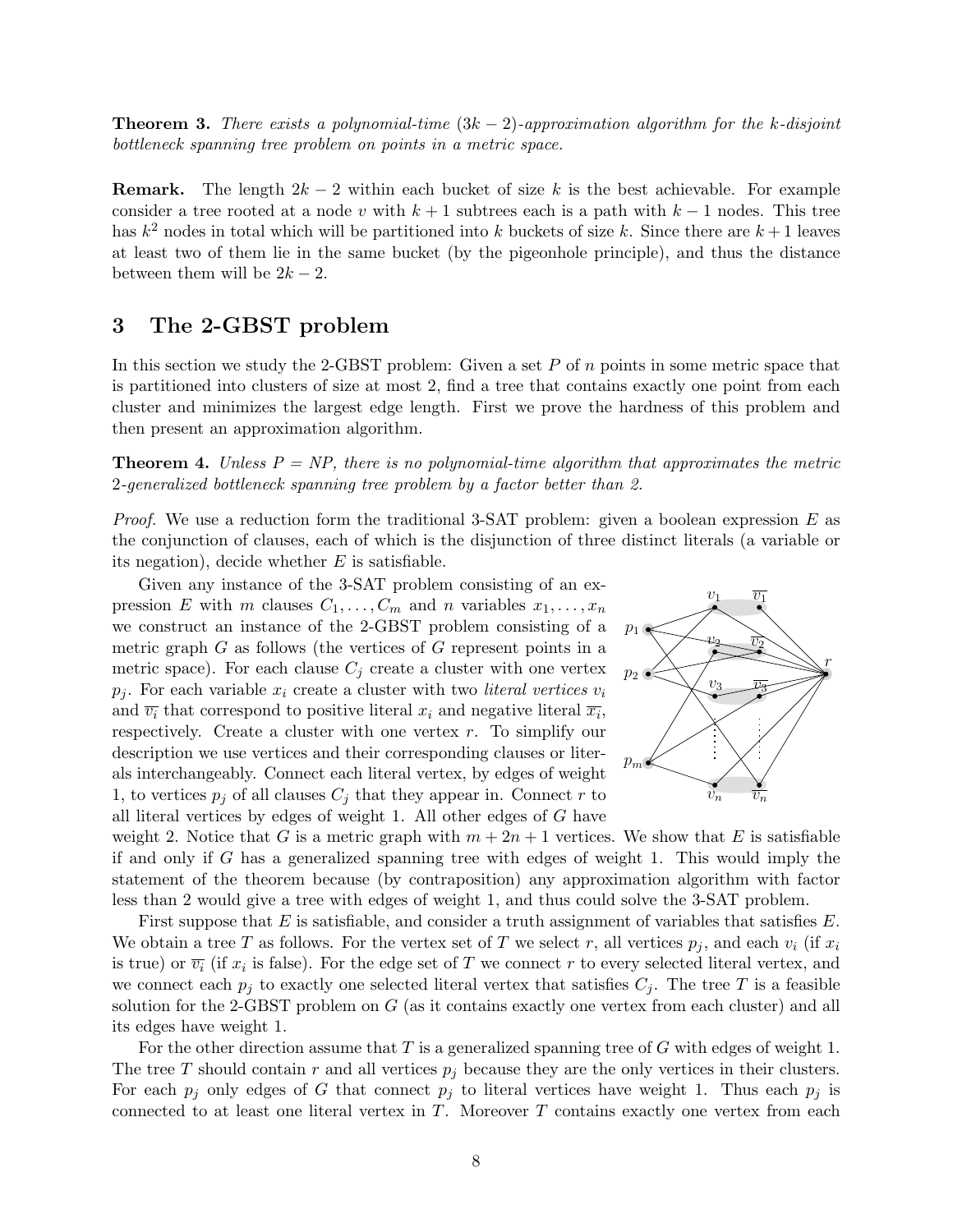**Theorem 3.** *There exists a polynomial-time $(3k-2)$-approximation algorithm for the k-disjoint bottleneck spanning tree problem on points in a metric space.*

**Remark.** The length $2k-2$ within each bucket of size $k$ is the best achievable. For example consider a tree rooted at a node $v$ with $k+1$ subtrees each is a path with $k-1$ nodes. This tree has $k^2$ nodes in total which will be partitioned into $k$ buckets of size $k$. Since there are $k+1$ leaves at least two of them lie in the same bucket (by the pigeonhole principle), and thus the distance between them will be $2k-2$.

## 3 The 2-GBST problem

In this section we study the 2-GBST problem: Given a set $P$ of $n$ points in some metric space that is partitioned into clusters of size at most 2, find a tree that contains exactly one point from each cluster and minimizes the largest edge length. First we prove the hardness of this problem and then present an approximation algorithm.

**Theorem 4.** *Unless P = NP, there is no polynomial-time algorithm that approximates the metric 2-generalized bottleneck spanning tree problem by a factor better than 2.*

*Proof.* We use a reduction form the traditional 3-SAT problem: given a boolean expression $E$ as the conjunction of clauses, each of which is the disjunction of three distinct literals (a variable or its negation), decide whether $E$ is satisfiable.

Given any instance of the 3-SAT problem consisting of an expression $E$ with $m$ clauses $C_1, \ldots, C_m$ and $n$ variables $x_1, \ldots, x_n$ we construct an instance of the 2-GBST problem consisting of a metric graph $G$ as follows (the vertices of $G$ represent points in a metric space). For each clause $C_j$ create a cluster with one vertex $p_j$. For each variable $x_i$ create a cluster with two *literal vertices* $v_i$ and $\overline{v_i}$ that correspond to positive literal $x_i$ and negative literal $\overline{x_i}$, respectively. Create a cluster with one vertex $r$. To simplify our description we use vertices and their corresponding clauses or literals interchangeably. Connect each literal vertex, by edges of weight 1, to vertices $p_j$ of all clauses $C_j$ that they appear in. Connect $r$ to all literal vertices by edges of weight 1. All other edges of $G$ have weight 2. Notice that $G$ is a metric graph with $m+2n+1$ vertices. We show that $E$ is satisfiable if and only if $G$ has a generalized spanning tree with edges of weight 1. This would imply the statement of the theorem because (by contraposition) any approximation algorithm with factor less than 2 would give a tree with edges of weight 1, and thus could solve the 3-SAT problem.

First suppose that $E$ is satisfiable, and consider a truth assignment of variables that satisfies $E$. We obtain a tree $T$ as follows. For the vertex set of $T$ we select $r$, all vertices $p_j$, and each $v_i$ (if $x_i$ is true) or $\overline{v_i}$ (if $x_i$ is false). For the edge set of $T$ we connect $r$ to every selected literal vertex, and we connect each $p_j$ to exactly one selected literal vertex that satisfies $C_j$. The tree $T$ is a feasible solution for the 2-GBST problem on $G$ (as it contains exactly one vertex from each cluster) and all its edges have weight 1.

For the other direction assume that $T$ is a generalized spanning tree of $G$ with edges of weight 1. The tree $T$ should contain $r$ and all vertices $p_j$ because they are the only vertices in their clusters. For each $p_j$ only edges of $G$ that connect $p_j$ to literal vertices have weight 1. Thus each $p_j$ is connected to at least one literal vertex in $T$. Moreover $T$ contains exactly one vertex from each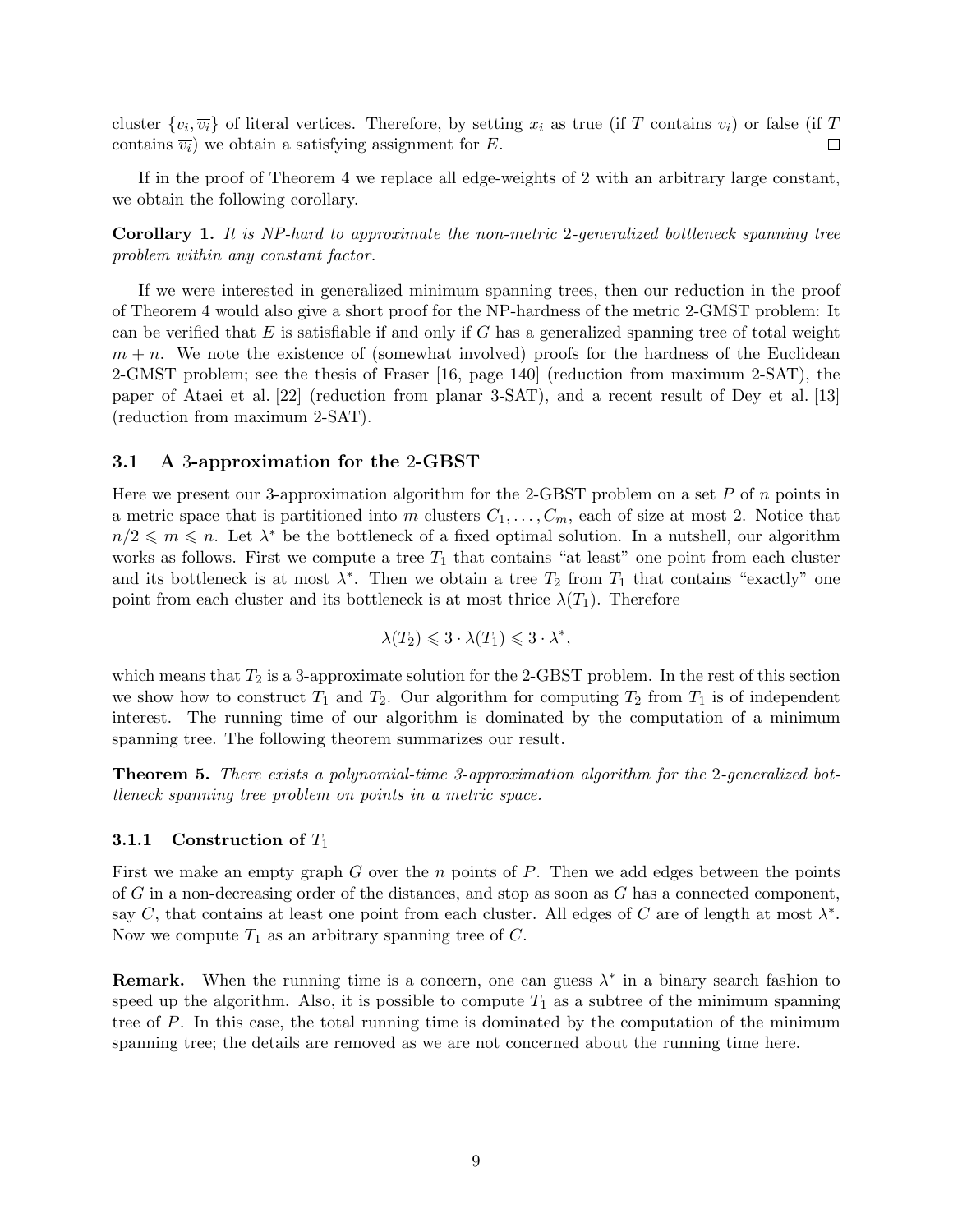cluster $\{v_i, \overline{v_i}\}$ of literal vertices. Therefore, by setting $x_i$ as true (if $T$ contains $v_i$) or false (if $T$ contains $\overline{v_i}$) we obtain a satisfying assignment for $E$. $\square$

If in the proof of Theorem 4 we replace all edge-weights of 2 with an arbitrary large constant, we obtain the following corollary.

**Corollary 1.** *It is NP-hard to approximate the non-metric* 2*-generalized bottleneck spanning tree problem within any constant factor.*

If we were interested in generalized minimum spanning trees, then our reduction in the proof of Theorem 4 would also give a short proof for the NP-hardness of the metric 2-GMST problem: It can be verified that $E$ is satisfiable if and only if $G$ has a generalized spanning tree of total weight $m + n$. We note the existence of (somewhat involved) proofs for the hardness of the Euclidean 2-GMST problem; see the thesis of Fraser [16, page 140] (reduction from maximum 2-SAT), the paper of Ataei et al. [22] (reduction from planar 3-SAT), and a recent result of Dey et al. [13] (reduction from maximum 2-SAT).

### 3.1 A 3-approximation for the 2-GBST

Here we present our 3-approximation algorithm for the 2-GBST problem on a set $P$ of $n$ points in a metric space that is partitioned into $m$ clusters $C_1, \dots, C_m$, each of size at most 2. Notice that $n/2 \leqslant m \leqslant n$. Let $\lambda^*$ be the bottleneck of a fixed optimal solution. In a nutshell, our algorithm works as follows. First we compute a tree $T_1$ that contains "at least" one point from each cluster and its bottleneck is at most $\lambda^*$. Then we obtain a tree $T_2$ from $T_1$ that contains "exactly" one point from each cluster and its bottleneck is at most thrice $\lambda(T_1)$. Therefore

$$\lambda(T_2) \leqslant 3 \cdot \lambda(T_1) \leqslant 3 \cdot \lambda^*,$$

which means that $T_2$ is a 3-approximate solution for the 2-GBST problem. In the rest of this section we show how to construct $T_1$ and $T_2$. Our algorithm for computing $T_2$ from $T_1$ is of independent interest. The running time of our algorithm is dominated by the computation of a minimum spanning tree. The following theorem summarizes our result.

**Theorem 5.** *There exists a polynomial-time 3-approximation algorithm for the* 2*-generalized bottleneck spanning tree problem on points in a metric space.*

#### 3.1.1 Construction of $T_1$

First we make an empty graph $G$ over the $n$ points of $P$. Then we add edges between the points of $G$ in a non-decreasing order of the distances, and stop as soon as $G$ has a connected component, say $C$, that contains at least one point from each cluster. All edges of $C$ are of length at most $\lambda^*$. Now we compute $T_1$ as an arbitrary spanning tree of $C$.

**Remark.** When the running time is a concern, one can guess $\lambda^*$ in a binary search fashion to speed up the algorithm. Also, it is possible to compute $T_1$ as a subtree of the minimum spanning tree of $P$. In this case, the total running time is dominated by the computation of the minimum spanning tree; the details are removed as we are not concerned about the running time here.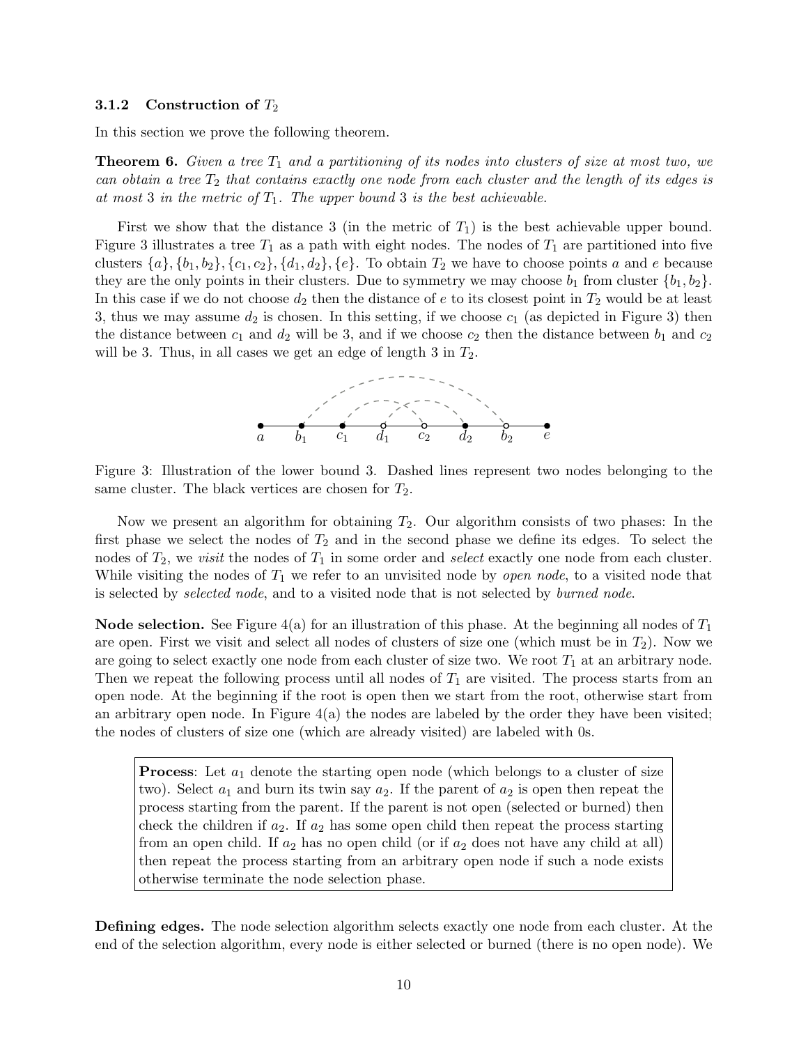### 3.1.2 Construction of $T_2$

In this section we prove the following theorem.

**Theorem 6.** *Given a tree $T_1$ and a partitioning of its nodes into clusters of size at most two, we can obtain a tree $T_2$ that contains exactly one node from each cluster and the length of its edges is at most 3 in the metric of $T_1$. The upper bound 3 is the best achievable.*

First we show that the distance 3 (in the metric of $T_1$) is the best achievable upper bound. Figure 3 illustrates a tree $T_1$ as a path with eight nodes. The nodes of $T_1$ are partitioned into five clusters $\{a\}, \{b_1, b_2\}, \{c_1, c_2\}, \{d_1, d_2\}, \{e\}$. To obtain $T_2$ we have to choose points $a$ and $e$ because they are the only points in their clusters. Due to symmetry we may choose $b_1$ from cluster $\{b_1, b_2\}$. In this case if we do not choose $d_2$ then the distance of $e$ to its closest point in $T_2$ would be at least 3, thus we may assume $d_2$ is chosen. In this setting, if we choose $c_1$ (as depicted in Figure 3) then the distance between $c_1$ and $d_2$ will be 3, and if we choose $c_2$ then the distance between $b_1$ and $c_2$ will be 3. Thus, in all cases we get an edge of length 3 in $T_2$.

Figure 3: Illustration of the lower bound 3. Dashed lines represent two nodes belonging to the same cluster. The black vertices are chosen for $T_2$.

Now we present an algorithm for obtaining $T_2$. Our algorithm consists of two phases: In the first phase we select the nodes of $T_2$ and in the second phase we define its edges. To select the nodes of $T_2$, we *visit* the nodes of $T_1$ in some order and *select* exactly one node from each cluster. While visiting the nodes of $T_1$ we refer to an unvisited node by *open node*, to a visited node that is selected by *selected node*, and to a visited node that is not selected by *burned node*.

**Node selection.** See Figure 4(a) for an illustration of this phase. At the beginning all nodes of $T_1$ are open. First we visit and select all nodes of clusters of size one (which must be in $T_2$). Now we are going to select exactly one node from each cluster of size two. We root $T_1$ at an arbitrary node. Then we repeat the following process until all nodes of $T_1$ are visited. The process starts from an open node. At the beginning if the root is open then we start from the root, otherwise start from an arbitrary open node. In Figure 4(a) the nodes are labeled by the order they have been visited; the nodes of clusters of size one (which are already visited) are labeled with 0s.

> **Process**: Let $a_1$ denote the starting open node (which belongs to a cluster of size two). Select $a_1$ and burn its twin say $a_2$. If the parent of $a_2$ is open then repeat the process starting from the parent. If the parent is not open (selected or burned) then check the children if $a_2$. If $a_2$ has some open child then repeat the process starting from an open child. If $a_2$ has no open child (or if $a_2$ does not have any child at all) then repeat the process starting from an arbitrary open node if such a node exists otherwise terminate the node selection phase.

**Defining edges.** The node selection algorithm selects exactly one node from each cluster. At the end of the selection algorithm, every node is either selected or burned (there is no open node). We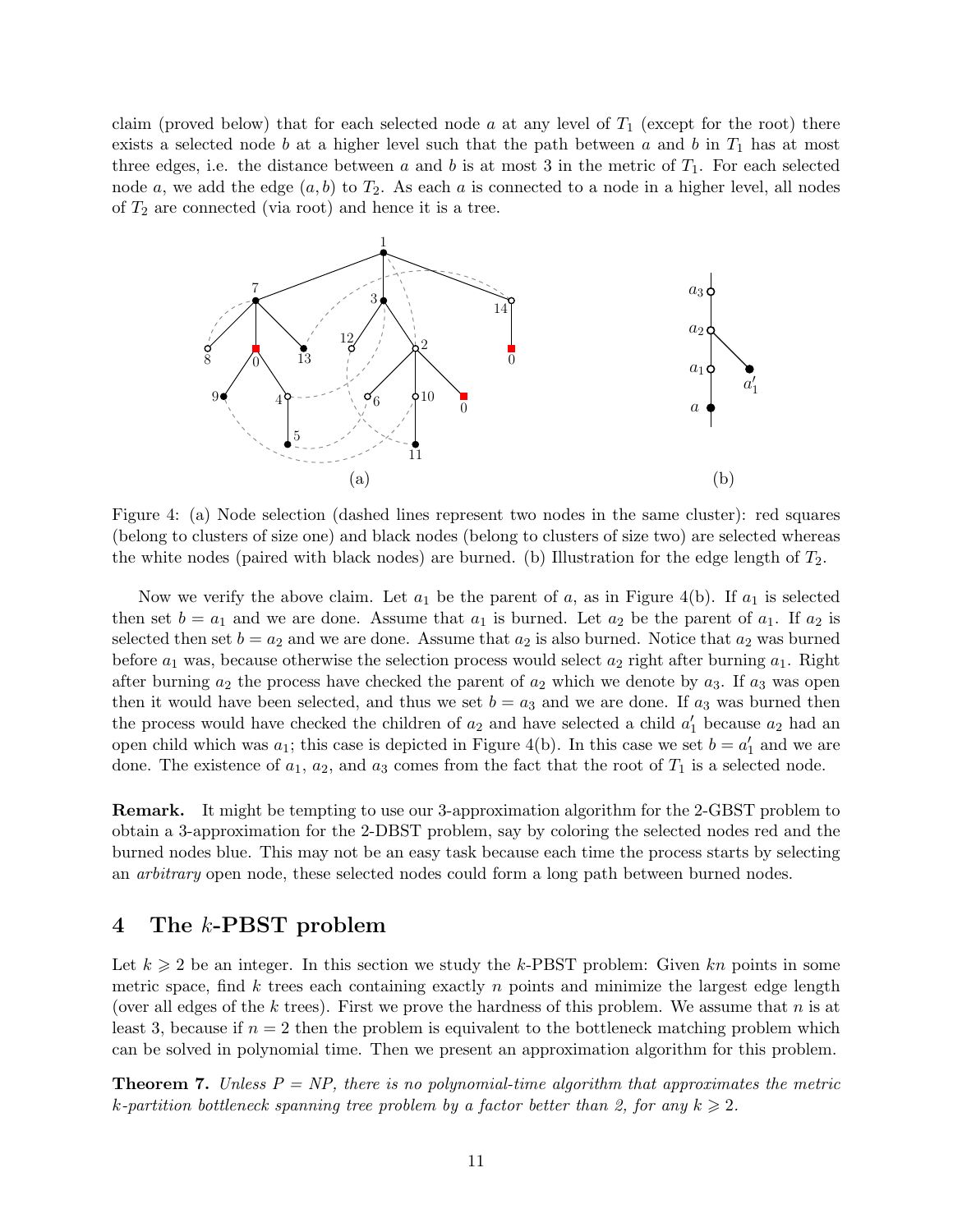claim (proved below) that for each selected node $a$ at any level of $T_1$ (except for the root) there exists a selected node $b$ at a higher level such that the path between $a$ and $b$ in $T_1$ has at most three edges, i.e. the distance between $a$ and $b$ is at most 3 in the metric of $T_1$. For each selected node $a$, we add the edge $(a, b)$ to $T_2$. As each $a$ is connected to a node in a higher level, all nodes of $T_2$ are connected (via root) and hence it is a tree.

Figure 4: (a) Node selection (dashed lines represent two nodes in the same cluster): red squares (belong to clusters of size one) and black nodes (belong to clusters of size two) are selected whereas the white nodes (paired with black nodes) are burned. (b) Illustration for the edge length of $T_2$.

Now we verify the above claim. Let $a_1$ be the parent of $a$, as in Figure 4(b). If $a_1$ is selected then set $b = a_1$ and we are done. Assume that $a_1$ is burned. Let $a_2$ be the parent of $a_1$. If $a_2$ is selected then set $b = a_2$ and we are done. Assume that $a_2$ is also burned. Notice that $a_2$ was burned before $a_1$ was, because otherwise the selection process would select $a_2$ right after burning $a_1$. Right after burning $a_2$ the process have checked the parent of $a_2$ which we denote by $a_3$. If $a_3$ was open then it would have been selected, and thus we set $b = a_3$ and we are done. If $a_3$ was burned then the process would have checked the children of $a_2$ and have selected a child $a'_1$ because $a_2$ had an open child which was $a_1$; this case is depicted in Figure 4(b). In this case we set $b = a'_1$ and we are done. The existence of $a_1$, $a_2$, and $a_3$ comes from the fact that the root of $T_1$ is a selected node.

**Remark.** It might be tempting to use our 3-approximation algorithm for the 2-GBST problem to obtain a 3-approximation for the 2-DBST problem, say by coloring the selected nodes red and the burned nodes blue. This may not be an easy task because each time the process starts by selecting an *arbitrary* open node, these selected nodes could form a long path between burned nodes.

## 4 The $k$-PBST problem

Let $k \geqslant 2$ be an integer. In this section we study the $k$-PBST problem: Given $kn$ points in some metric space, find $k$ trees each containing exactly $n$ points and minimize the largest edge length (over all edges of the $k$ trees). First we prove the hardness of this problem. We assume that $n$ is at least 3, because if $n = 2$ then the problem is equivalent to the bottleneck matching problem which can be solved in polynomial time. Then we present an approximation algorithm for this problem.

**Theorem 7.** *Unless P = NP, there is no polynomial-time algorithm that approximates the metric $k$-partition bottleneck spanning tree problem by a factor better than 2, for any $k \geqslant 2$.*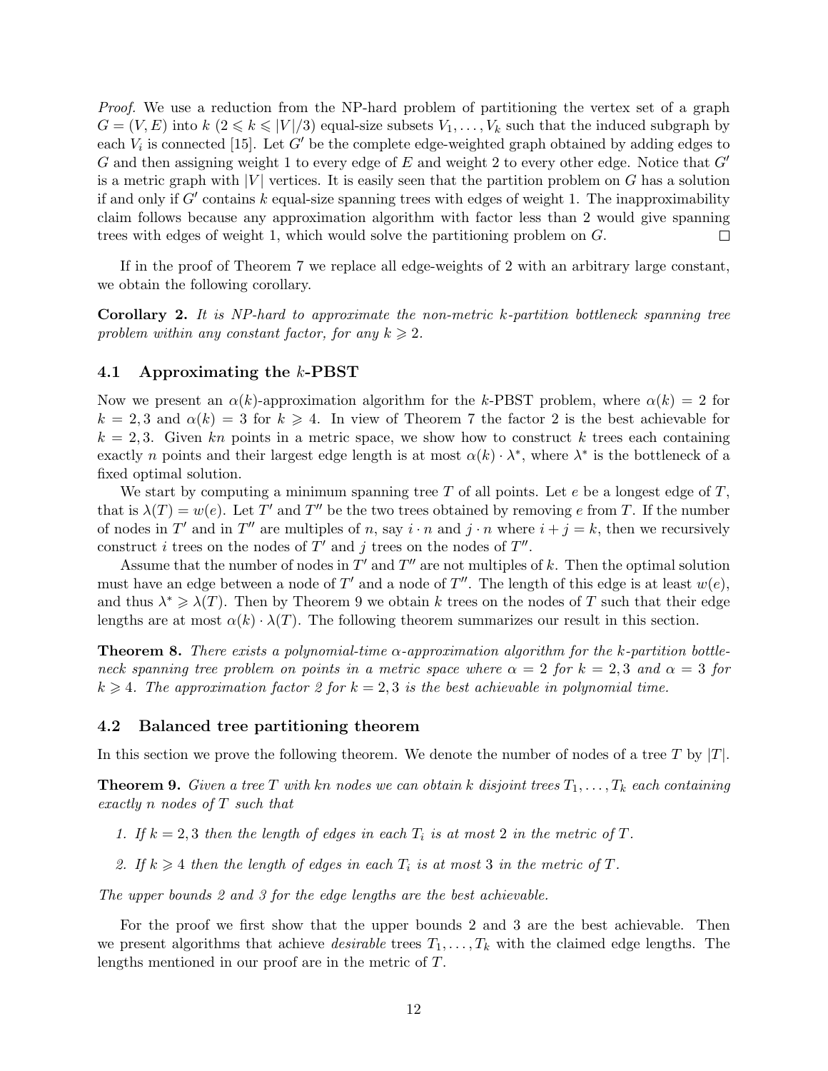*Proof.* We use a reduction from the NP-hard problem of partitioning the vertex set of a graph $G = (V, E)$ into $k$ ($2 \leqslant k \leqslant |V|/3$) equal-size subsets $V_1, \ldots, V_k$ such that the induced subgraph by each $V_i$ is connected [15]. Let $G'$ be the complete edge-weighted graph obtained by adding edges to $G$ and then assigning weight 1 to every edge of $E$ and weight 2 to every other edge. Notice that $G'$ is a metric graph with $|V|$ vertices. It is easily seen that the partition problem on $G$ has a solution if and only if $G'$ contains $k$ equal-size spanning trees with edges of weight 1. The inapproximability claim follows because any approximation algorithm with factor less than 2 would give spanning trees with edges of weight 1, which would solve the partitioning problem on $G$. □

If in the proof of Theorem 7 we replace all edge-weights of 2 with an arbitrary large constant, we obtain the following corollary.

**Corollary 2.** *It is NP-hard to approximate the non-metric $k$-partition bottleneck spanning tree problem within any constant factor, for any $k \geqslant 2$.*

### 4.1 Approximating the $k$-PBST

Now we present an $\alpha(k)$-approximation algorithm for the $k$-PBST problem, where $\alpha(k) = 2$ for $k = 2, 3$ and $\alpha(k) = 3$ for $k \geqslant 4$. In view of Theorem 7 the factor 2 is the best achievable for $k = 2, 3$. Given $kn$ points in a metric space, we show how to construct $k$ trees each containing exactly $n$ points and their largest edge length is at most $\alpha(k) \cdot \lambda^*$, where $\lambda^*$ is the bottleneck of a fixed optimal solution.

We start by computing a minimum spanning tree $T$ of all points. Let $e$ be a longest edge of $T$, that is $\lambda(T) = w(e)$. Let $T'$ and $T''$ be the two trees obtained by removing $e$ from $T$. If the number of nodes in $T'$ and in $T''$ are multiples of $n$, say $i \cdot n$ and $j \cdot n$ where $i + j = k$, then we recursively construct $i$ trees on the nodes of $T'$ and $j$ trees on the nodes of $T''$.

Assume that the number of nodes in $T'$ and $T''$ are not multiples of $k$. Then the optimal solution must have an edge between a node of $T'$ and a node of $T''$. The length of this edge is at least $w(e)$, and thus $\lambda^* \geqslant \lambda(T)$. Then by Theorem 9 we obtain $k$ trees on the nodes of $T$ such that their edge lengths are at most $\alpha(k) \cdot \lambda(T)$. The following theorem summarizes our result in this section.

**Theorem 8.** *There exists a polynomial-time $\alpha$-approximation algorithm for the $k$-partition bottleneck spanning tree problem on points in a metric space where $\alpha = 2$ for $k = 2, 3$ and $\alpha = 3$ for $k \geqslant 4$. The approximation factor 2 for $k = 2, 3$ is the best achievable in polynomial time.*

### 4.2 Balanced tree partitioning theorem

In this section we prove the following theorem. We denote the number of nodes of a tree $T$ by $|T|$.

**Theorem 9.** *Given a tree $T$ with $kn$ nodes we can obtain $k$ disjoint trees $T_1, \ldots, T_k$ each containing exactly $n$ nodes of $T$ such that*

1. *If $k = 2, 3$ then the length of edges in each $T_i$ is at most 2 in the metric of $T$.*
2. *If $k \geqslant 4$ then the length of edges in each $T_i$ is at most 3 in the metric of $T$.*

*The upper bounds 2 and 3 for the edge lengths are the best achievable.*

For the proof we first show that the upper bounds 2 and 3 are the best achievable. Then we present algorithms that achieve *desirable* trees $T_1, \ldots, T_k$ with the claimed edge lengths. The lengths mentioned in our proof are in the metric of $T$.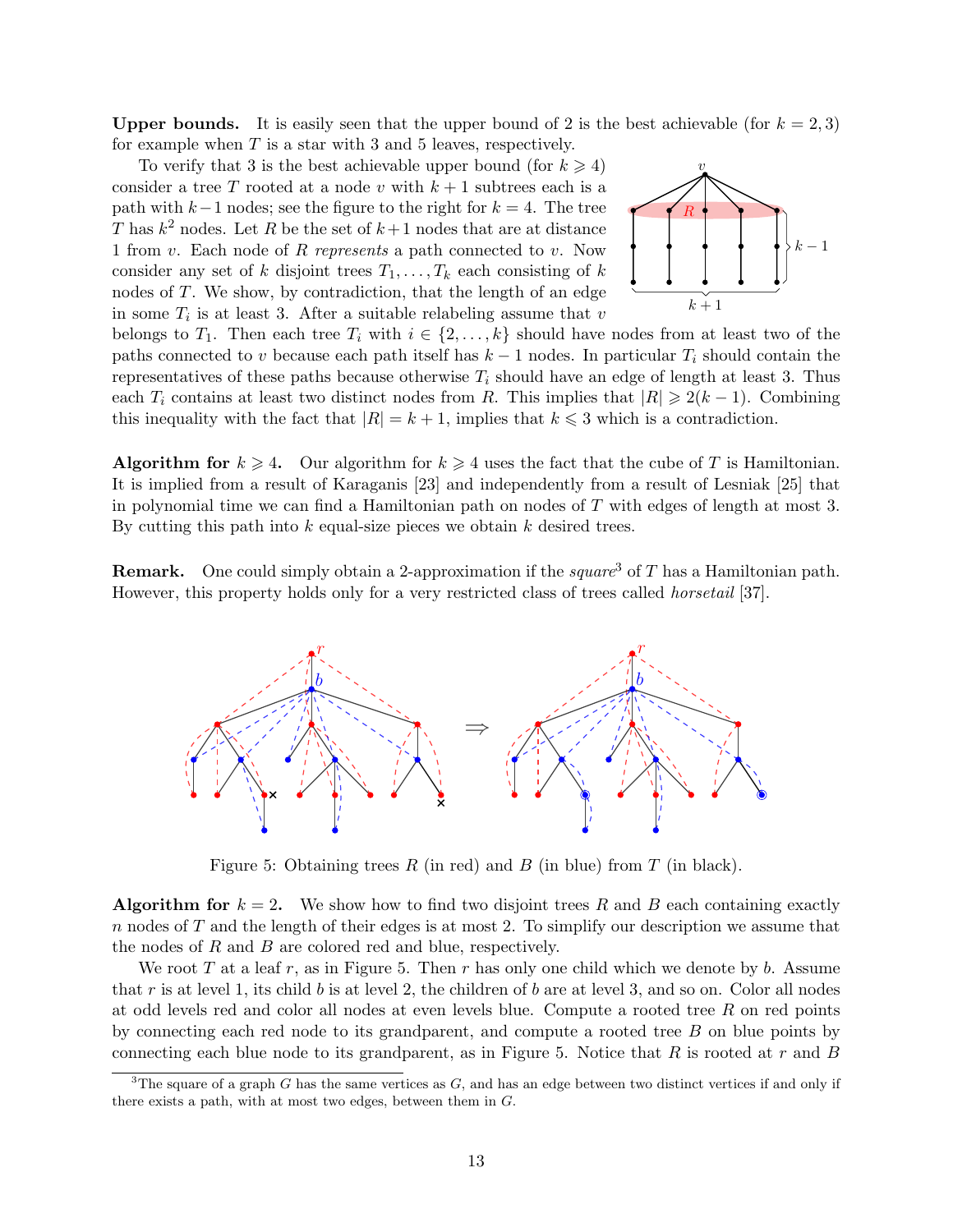**Upper bounds.** It is easily seen that the upper bound of 2 is the best achievable (for $k = 2, 3$) for example when $T$ is a star with 3 and 5 leaves, respectively.

To verify that 3 is the best achievable upper bound (for $k \geqslant 4$) consider a tree $T$ rooted at a node $v$ with $k+1$ subtrees each is a path with $k-1$ nodes; see the figure to the right for $k = 4$. The tree $T$ has $k^2$ nodes. Let $R$ be the set of $k+1$ nodes that are at distance 1 from $v$. Each node of $R$ *represents* a path connected to $v$. Now consider any set of $k$ disjoint trees $T_1, \dots, T_k$ each consisting of $k$ nodes of $T$. We show, by contradiction, that the length of an edge in some $T_i$ is at least 3. After a suitable relabeling assume that $v$ belongs to $T_1$. Then each tree $T_i$ with $i \in \{2, \dots, k\}$ should have nodes from at least two of the paths connected to $v$ because each path itself has $k-1$ nodes. In particular $T_i$ should contain the representatives of these paths because otherwise $T_i$ should have an edge of length at least 3. Thus each $T_i$ contains at least two distinct nodes from $R$. This implies that $|R| \geqslant 2(k-1)$. Combining this inequality with the fact that $|R| = k+1$, implies that $k \leqslant 3$ which is a contradiction.

**Algorithm for $k \geqslant 4$.** Our algorithm for $k \geqslant 4$ uses the fact that the cube of $T$ is Hamiltonian. It is implied from a result of Karaganis [23] and independently from a result of Lesniak [25] that in polynomial time we can find a Hamiltonian path on nodes of $T$ with edges of length at most 3. By cutting this path into $k$ equal-size pieces we obtain $k$ desired trees.

**Remark.** One could simply obtain a 2-approximation if the *square*[3] of $T$ has a Hamiltonian path. However, this property holds only for a very restricted class of trees called *horsetail* [37].

Figure 5: Obtaining trees $R$ (in red) and $B$ (in blue) from $T$ (in black).

**Algorithm for $k = 2$.** We show how to find two disjoint trees $R$ and $B$ each containing exactly $n$ nodes of $T$ and the length of their edges is at most 2. To simplify our description we assume that the nodes of $R$ and $B$ are colored red and blue, respectively.

We root $T$ at a leaf $r$, as in Figure 5. Then $r$ has only one child which we denote by $b$. Assume that $r$ is at level 1, its child $b$ is at level 2, the children of $b$ are at level 3, and so on. Color all nodes at odd levels red and color all nodes at even levels blue. Compute a rooted tree $R$ on red points by connecting each red node to its grandparent, and compute a rooted tree $B$ on blue points by connecting each blue node to its grandparent, as in Figure 5. Notice that $R$ is rooted at $r$ and $B$

[3] The square of a graph $G$ has the same vertices as $G$, and has an edge between two distinct vertices if and only if there exists a path, with at most two edges, between them in $G$.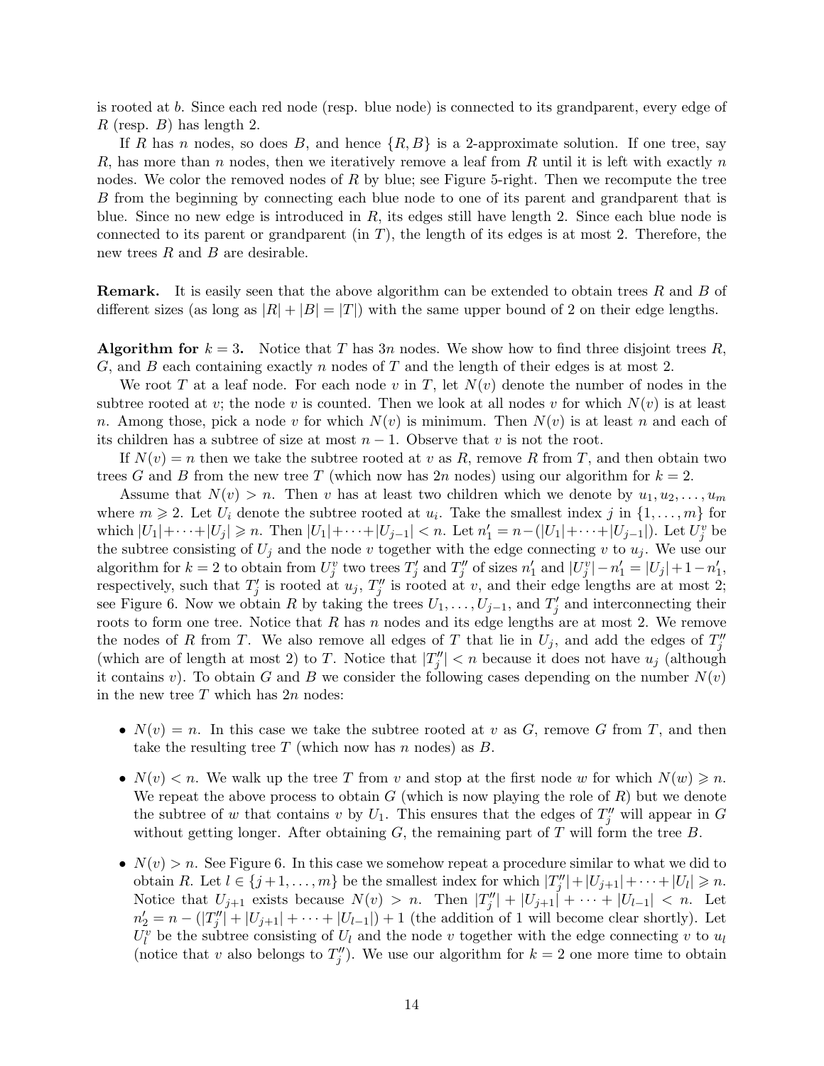is rooted at $b$. Since each red node (resp. blue node) is connected to its grandparent, every edge of $R$ (resp. $B$) has length 2.

If $R$ has $n$ nodes, so does $B$, and hence $\{R, B\}$ is a 2-approximate solution. If one tree, say $R$, has more than $n$ nodes, then we iteratively remove a leaf from $R$ until it is left with exactly $n$ nodes. We color the removed nodes of $R$ by blue; see Figure 5-right. Then we recompute the tree $B$ from the beginning by connecting each blue node to one of its parent and grandparent that is blue. Since no new edge is introduced in $R$, its edges still have length 2. Since each blue node is connected to its parent or grandparent (in $T$), the length of its edges is at most 2. Therefore, the new trees $R$ and $B$ are desirable.

**Remark.** It is easily seen that the above algorithm can be extended to obtain trees $R$ and $B$ of different sizes (as long as $|R|+|B|=|T|$) with the same upper bound of 2 on their edge lengths.

**Algorithm for $k=3$.** Notice that $T$ has $3n$ nodes. We show how to find three disjoint trees $R$, $G$, and $B$ each containing exactly $n$ nodes of $T$ and the length of their edges is at most 2.

We root $T$ at a leaf node. For each node $v$ in $T$, let $N(v)$ denote the number of nodes in the subtree rooted at $v$; the node $v$ is counted. Then we look at all nodes $v$ for which $N(v)$ is at least $n$. Among those, pick a node $v$ for which $N(v)$ is minimum. Then $N(v)$ is at least $n$ and each of its children has a subtree of size at most $n-1$. Observe that $v$ is not the root.

If $N(v)=n$ then we take the subtree rooted at $v$ as $R$, remove $R$ from $T$, and then obtain two trees $G$ and $B$ from the new tree $T$ (which now has $2n$ nodes) using our algorithm for $k=2$.

Assume that $N(v)>n$. Then $v$ has at least two children which we denote by $u_1, u_2, \dots, u_m$ where $m \geqslant 2$. Let $U_i$ denote the subtree rooted at $u_i$. Take the smallest index $j$ in $\{1, \dots, m\}$ for which $|U_1|+\dots+|U_j| \geqslant n$. Then $|U_1|+\dots+|U_{j-1}|<n$. Let $n'_1 = n-(|U_1|+\dots+|U_{j-1}|)$. Let $U_j^v$ be the subtree consisting of $U_j$ and the node $v$ together with the edge connecting $v$ to $u_j$. We use our algorithm for $k=2$ to obtain from $U_j^v$ two trees $T'_j$ and $T''_j$ of sizes $n'_1$ and $|U_j^v|-n'_1 = |U_j|+1-n'_1$, respectively, such that $T'_j$ is rooted at $u_j$, $T''_j$ is rooted at $v$, and their edge lengths are at most 2; see Figure 6. Now we obtain $R$ by taking the trees $U_1, \dots, U_{j-1}$, and $T'_j$ and interconnecting their roots to form one tree. Notice that $R$ has $n$ nodes and its edge lengths are at most 2. We remove the nodes of $R$ from $T$. We also remove all edges of $T$ that lie in $U_j$, and add the edges of $T''_j$ (which are of length at most 2) to $T$. Notice that $|T''_j|<n$ because it does not have $u_j$ (although it contains $v$). To obtain $G$ and $B$ we consider the following cases depending on the number $N(v)$ in the new tree $T$ which has $2n$ nodes:

- $N(v)=n$. In this case we take the subtree rooted at $v$ as $G$, remove $G$ from $T$, and then take the resulting tree $T$ (which now has $n$ nodes) as $B$.
- $N(v)<n$. We walk up the tree $T$ from $v$ and stop at the first node $w$ for which $N(w) \geqslant n$. We repeat the above process to obtain $G$ (which is now playing the role of $R$) but we denote the subtree of $w$ that contains $v$ by $U_1$. This ensures that the edges of $T''_j$ will appear in $G$ without getting longer. After obtaining $G$, the remaining part of $T$ will form the tree $B$.
- $N(v)>n$. See Figure 6. In this case we somehow repeat a procedure similar to what we did to obtain $R$. Let $l \in \{j+1, \dots, m\}$ be the smallest index for which $|T''_j|+|U_{j+1}|+\dots+|U_l| \geqslant n$. Notice that $U_{j+1}$ exists because $N(v)>n$. Then $|T''_j|+|U_{j+1}|+\dots+|U_{l-1}|<n$. Let $n'_2 = n-(|T''_j|+|U_{j+1}|+\dots+|U_{l-1}|)+1$ (the addition of 1 will become clear shortly). Let $U_l^v$ be the subtree consisting of $U_l$ and the node $v$ together with the edge connecting $v$ to $u_l$ (notice that $v$ also belongs to $T''_j$). We use our algorithm for $k=2$ one more time to obtain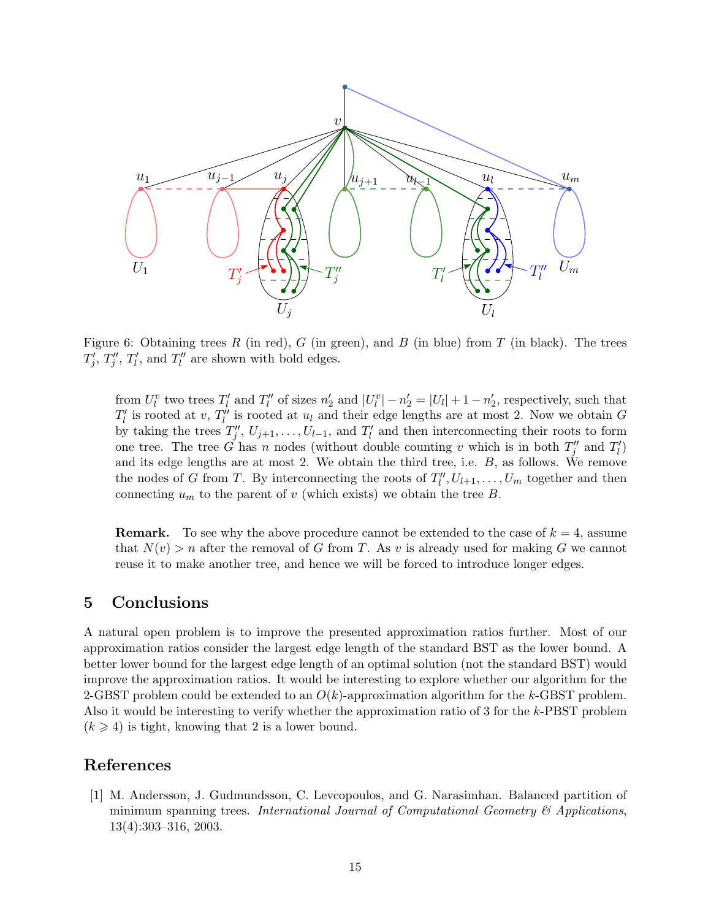Figure 6: Obtaining trees $R$ (in red), $G$ (in green), and $B$ (in blue) from $T$ (in black). The trees $T'_j$, $T''_j$, $T'_l$, and $T''_l$ are shown with bold edges.

from $U^v_l$ two trees $T'_l$ and $T''_l$ of sizes $n'_2$ and $|U^v_l| - n'_2 = |U_l| + 1 - n'_2$, respectively, such that $T'_l$ is rooted at $v$, $T''_l$ is rooted at $u_l$ and their edge lengths are at most 2. Now we obtain $G$ by taking the trees $T''_j, U_{j+1}, \ldots, U_{l-1}$, and $T'_l$ and then interconnecting their roots to form one tree. The tree $G$ has $n$ nodes (without double counting $v$ which is in both $T''_j$ and $T'_l$) and its edge lengths are at most 2. We obtain the third tree, i.e. $B$, as follows. We remove the nodes of $G$ from $T$. By interconnecting the roots of $T''_l, U_{l+1}, \ldots, U_m$ together and then connecting $u_m$ to the parent of $v$ (which exists) we obtain the tree $B$.

**Remark.** To see why the above procedure cannot be extended to the case of $k = 4$, assume that $N(v) > n$ after the removal of $G$ from $T$. As $v$ is already used for making $G$ we cannot reuse it to make another tree, and hence we will be forced to introduce longer edges.

## 5 Conclusions

A natural open problem is to improve the presented approximation ratios further. Most of our approximation ratios consider the largest edge length of the standard BST as the lower bound. A better lower bound for the largest edge length of an optimal solution (not the standard BST) would improve the approximation ratios. It would be interesting to explore whether our algorithm for the 2-GBST problem could be extended to an $O(k)$-approximation algorithm for the $k$-GBST problem. Also it would be interesting to verify whether the approximation ratio of 3 for the $k$-PBST problem ($k \geqslant 4$) is tight, knowing that 2 is a lower bound.

## References

[1] M. Andersson, J. Gudmundsson, C. Levcopoulos, and G. Narasimhan. Balanced partition of minimum spanning trees. *International Journal of Computational Geometry & Applications*, 13(4):303–316, 2003.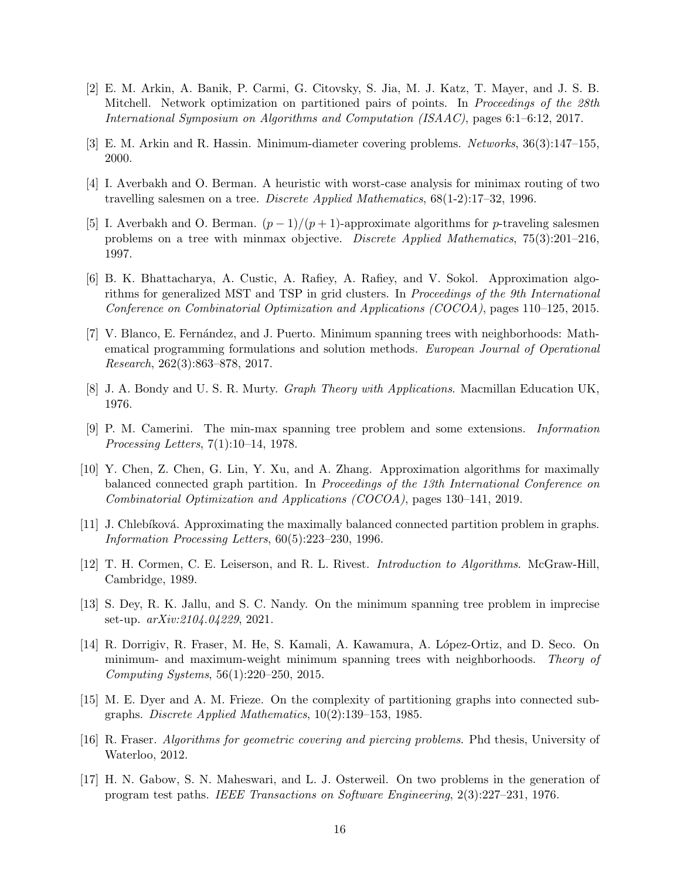[2] E. M. Arkin, A. Banik, P. Carmi, G. Citovsky, S. Jia, M. J. Katz, T. Mayer, and J. S. B. Mitchell. Network optimization on partitioned pairs of points. In *Proceedings of the 28th International Symposium on Algorithms and Computation (ISAAC)*, pages 6:1–6:12, 2017.

[3] E. M. Arkin and R. Hassin. Minimum-diameter covering problems. *Networks*, 36(3):147–155, 2000.

[4] I. Averbakh and O. Berman. A heuristic with worst-case analysis for minimax routing of two travelling salesmen on a tree. *Discrete Applied Mathematics*, 68(1-2):17–32, 1996.

[5] I. Averbakh and O. Berman. $(p-1)/(p+1)$-approximate algorithms for $p$-traveling salesmen problems on a tree with minmax objective. *Discrete Applied Mathematics*, 75(3):201–216, 1997.

[6] B. K. Bhattacharya, A. Custic, A. Rafiey, A. Rafiey, and V. Sokol. Approximation algorithms for generalized MST and TSP in grid clusters. In *Proceedings of the 9th International Conference on Combinatorial Optimization and Applications (COCOA)*, pages 110–125, 2015.

[7] V. Blanco, E. Fernández, and J. Puerto. Minimum spanning trees with neighborhoods: Mathematical programming formulations and solution methods. *European Journal of Operational Research*, 262(3):863–878, 2017.

[8] J. A. Bondy and U. S. R. Murty. *Graph Theory with Applications*. Macmillan Education UK, 1976.

[9] P. M. Camerini. The min-max spanning tree problem and some extensions. *Information Processing Letters*, 7(1):10–14, 1978.

[10] Y. Chen, Z. Chen, G. Lin, Y. Xu, and A. Zhang. Approximation algorithms for maximally balanced connected graph partition. In *Proceedings of the 13th International Conference on Combinatorial Optimization and Applications (COCOA)*, pages 130–141, 2019.

[11] J. Chlebíková. Approximating the maximally balanced connected partition problem in graphs. *Information Processing Letters*, 60(5):223–230, 1996.

[12] T. H. Cormen, C. E. Leiserson, and R. L. Rivest. *Introduction to Algorithms*. McGraw-Hill, Cambridge, 1989.

[13] S. Dey, R. K. Jallu, and S. C. Nandy. On the minimum spanning tree problem in imprecise set-up. *arXiv:2104.04229*, 2021.

[14] R. Dorrigiv, R. Fraser, M. He, S. Kamali, A. Kawamura, A. López-Ortiz, and D. Seco. On minimum- and maximum-weight minimum spanning trees with neighborhoods. *Theory of Computing Systems*, 56(1):220–250, 2015.

[15] M. E. Dyer and A. M. Frieze. On the complexity of partitioning graphs into connected subgraphs. *Discrete Applied Mathematics*, 10(2):139–153, 1985.

[16] R. Fraser. *Algorithms for geometric covering and piercing problems*. Phd thesis, University of Waterloo, 2012.

[17] H. N. Gabow, S. N. Maheswari, and L. J. Osterweil. On two problems in the generation of program test paths. *IEEE Transactions on Software Engineering*, 2(3):227–231, 1976.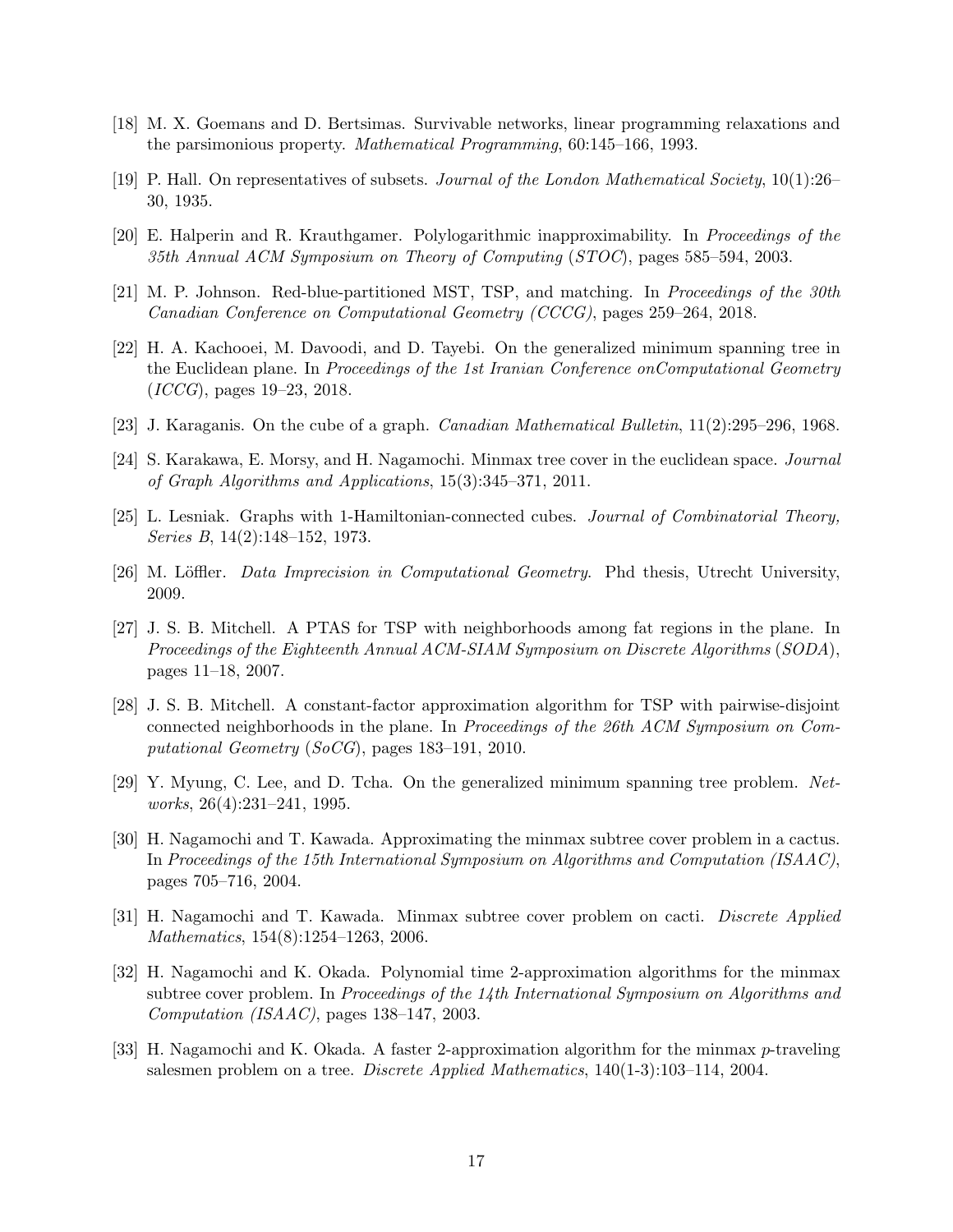[18] M. X. Goemans and D. Bertsimas. Survivable networks, linear programming relaxations and the parsimonious property. *Mathematical Programming*, 60:145–166, 1993.

[19] P. Hall. On representatives of subsets. *Journal of the London Mathematical Society*, 10(1):26–30, 1935.

[20] E. Halperin and R. Krauthgamer. Polylogarithmic inapproximability. In *Proceedings of the 35th Annual ACM Symposium on Theory of Computing* (*STOC*), pages 585–594, 2003.

[21] M. P. Johnson. Red-blue-partitioned MST, TSP, and matching. In *Proceedings of the 30th Canadian Conference on Computational Geometry (CCCG)*, pages 259–264, 2018.

[22] H. A. Kachooei, M. Davoodi, and D. Tayebi. On the generalized minimum spanning tree in the Euclidean plane. In *Proceedings of the 1st Iranian Conference onComputational Geometry* (*ICCG*), pages 19–23, 2018.

[23] J. Karaganis. On the cube of a graph. *Canadian Mathematical Bulletin*, 11(2):295–296, 1968.

[24] S. Karakawa, E. Morsy, and H. Nagamochi. Minmax tree cover in the euclidean space. *Journal of Graph Algorithms and Applications*, 15(3):345–371, 2011.

[25] L. Lesniak. Graphs with 1-Hamiltonian-connected cubes. *Journal of Combinatorial Theory, Series B*, 14(2):148–152, 1973.

[26] M. Löffler. *Data Imprecision in Computational Geometry*. Phd thesis, Utrecht University, 2009.

[27] J. S. B. Mitchell. A PTAS for TSP with neighborhoods among fat regions in the plane. In *Proceedings of the Eighteenth Annual ACM-SIAM Symposium on Discrete Algorithms* (*SODA*), pages 11–18, 2007.

[28] J. S. B. Mitchell. A constant-factor approximation algorithm for TSP with pairwise-disjoint connected neighborhoods in the plane. In *Proceedings of the 26th ACM Symposium on Computational Geometry* (*SoCG*), pages 183–191, 2010.

[29] Y. Myung, C. Lee, and D. Tcha. On the generalized minimum spanning tree problem. *Networks*, 26(4):231–241, 1995.

[30] H. Nagamochi and T. Kawada. Approximating the minmax subtree cover problem in a cactus. In *Proceedings of the 15th International Symposium on Algorithms and Computation (ISAAC)*, pages 705–716, 2004.

[31] H. Nagamochi and T. Kawada. Minmax subtree cover problem on cacti. *Discrete Applied Mathematics*, 154(8):1254–1263, 2006.

[32] H. Nagamochi and K. Okada. Polynomial time 2-approximation algorithms for the minmax subtree cover problem. In *Proceedings of the 14th International Symposium on Algorithms and Computation (ISAAC)*, pages 138–147, 2003.

[33] H. Nagamochi and K. Okada. A faster 2-approximation algorithm for the minmax $p$-traveling salesmen problem on a tree. *Discrete Applied Mathematics*, 140(1-3):103–114, 2004.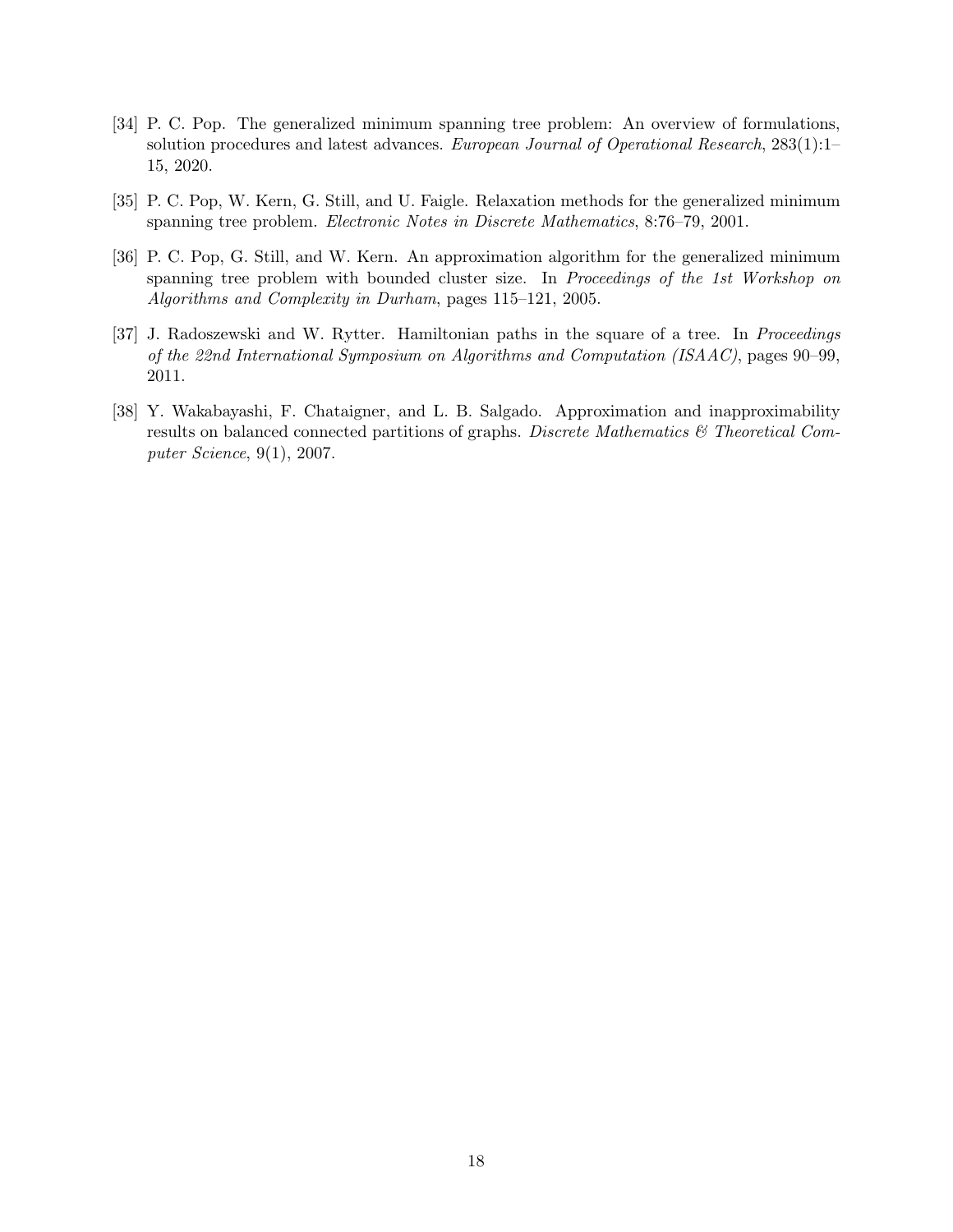[34] P. C. Pop. The generalized minimum spanning tree problem: An overview of formulations, solution procedures and latest advances. *European Journal of Operational Research*, 283(1):1–15, 2020.

[35] P. C. Pop, W. Kern, G. Still, and U. Faigle. Relaxation methods for the generalized minimum spanning tree problem. *Electronic Notes in Discrete Mathematics*, 8:76–79, 2001.

[36] P. C. Pop, G. Still, and W. Kern. An approximation algorithm for the generalized minimum spanning tree problem with bounded cluster size. In *Proceedings of the 1st Workshop on Algorithms and Complexity in Durham*, pages 115–121, 2005.

[37] J. Radoszewski and W. Rytter. Hamiltonian paths in the square of a tree. In *Proceedings of the 22nd International Symposium on Algorithms and Computation (ISAAC)*, pages 90–99, 2011.

[38] Y. Wakabayashi, F. Chataigner, and L. B. Salgado. Approximation and inapproximability results on balanced connected partitions of graphs. *Discrete Mathematics & Theoretical Computer Science*, 9(1), 2007.